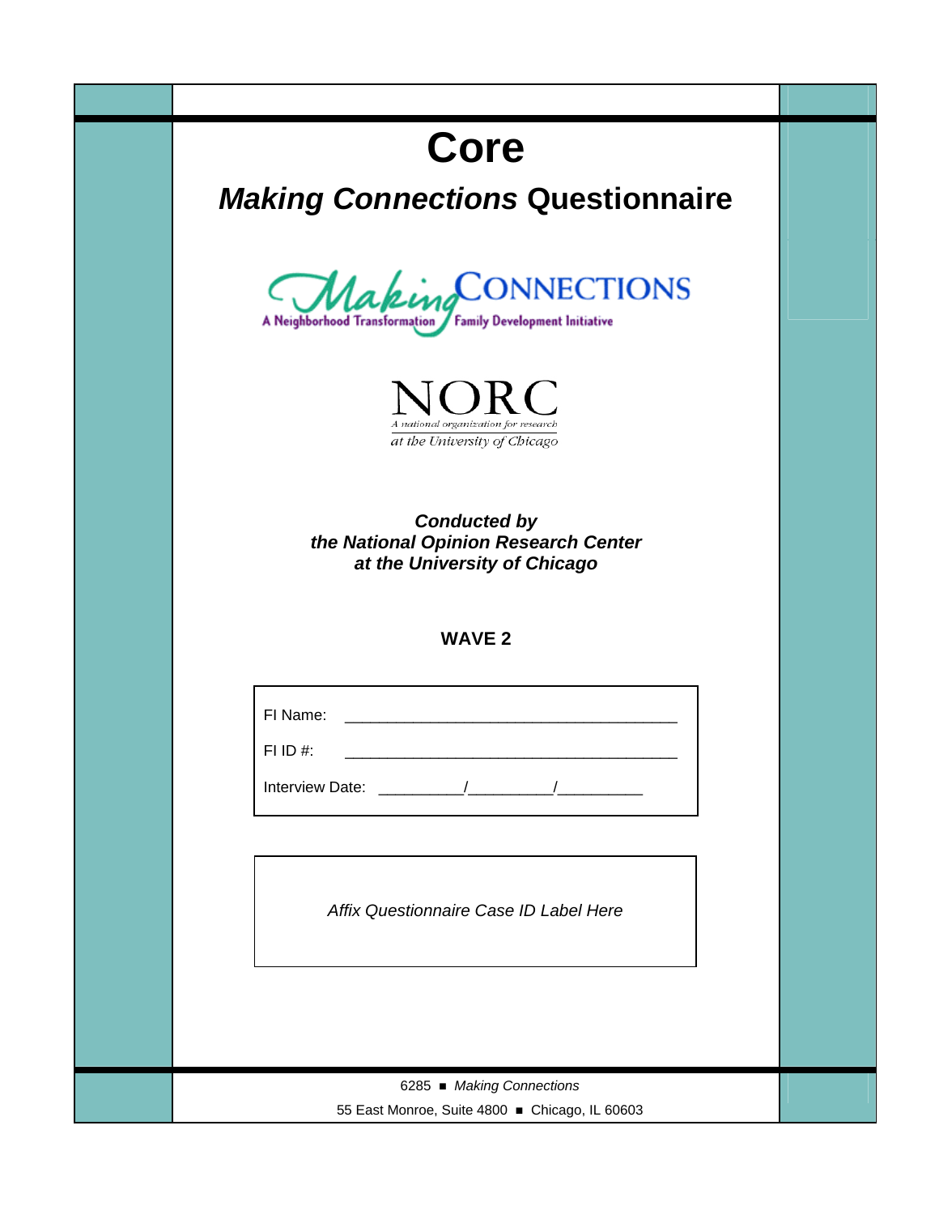# Core

## *Making Connections* Questionnaire

Making CONNECTIONS
A Neighborhood Transformation / Family Development Initiative

NORC
A national organization for research
at the University of Chicago

***Conducted by***
***the National Opinion Research Center***
***at the University of Chicago***

**WAVE 2**

FI Name: ______________________________________

FI ID #: ______________________________________

Interview Date: _________/_________/_________

*Affix Questionnaire Case ID Label Here*

6285 ■ *Making Connections*

55 East Monroe, Suite 4800 ■ Chicago, IL 60603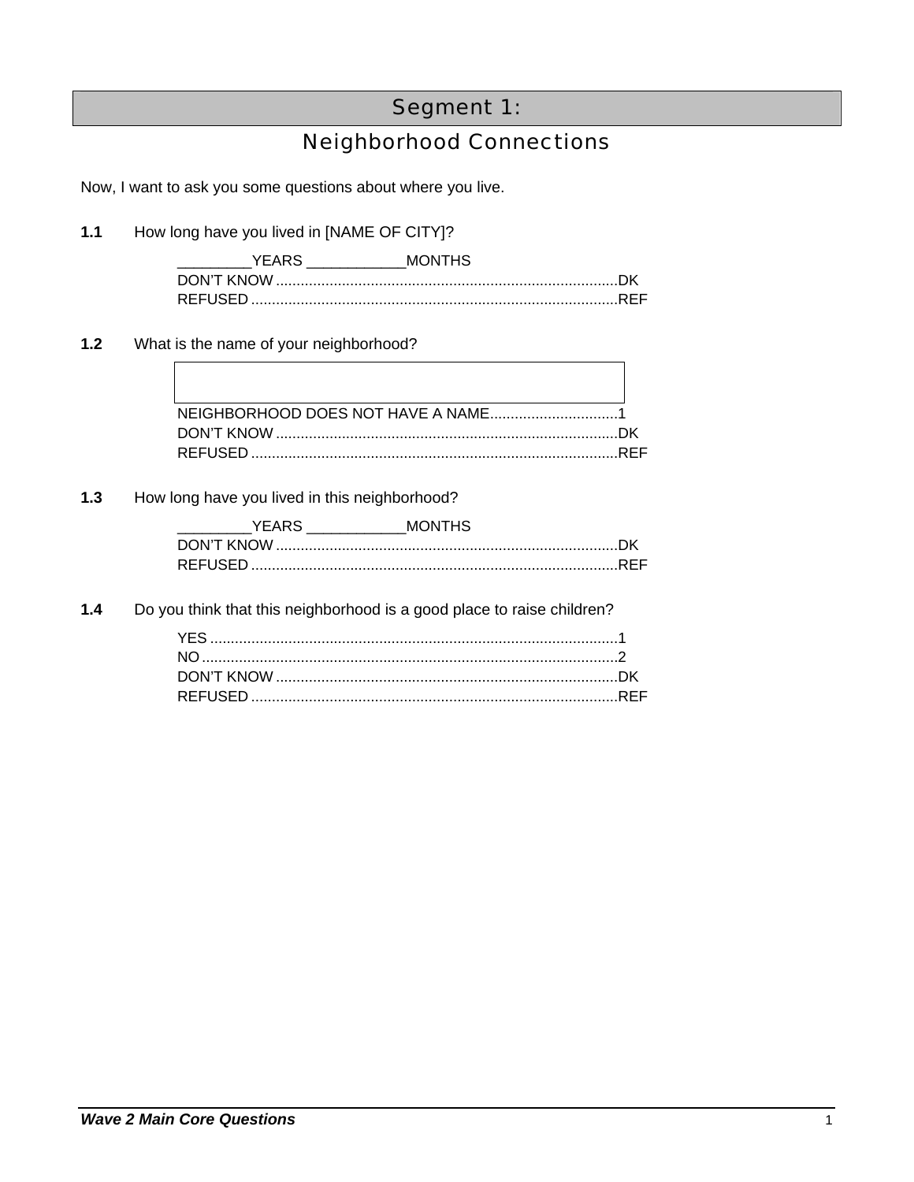# Segment 1:

## Neighborhood Connections

Now, I want to ask you some questions about where you live.

**1.1** How long have you lived in [NAME OF CITY]?

_________YEARS ____________MONTHS
DON'T KNOW ..................................................................................DK
REFUSED ........................................................................................REF

**1.2** What is the name of your neighborhood?

| |
|---|
| |

NEIGHBORHOOD DOES NOT HAVE A NAME...............................1
DON'T KNOW ..................................................................................DK
REFUSED ........................................................................................REF

**1.3** How long have you lived in this neighborhood?

_________YEARS ____________MONTHS
DON'T KNOW ..................................................................................DK
REFUSED ........................................................................................REF

**1.4** Do you think that this neighborhood is a good place to raise children?

YES ..................................................................................................1
NO ....................................................................................................2
DON'T KNOW ..................................................................................DK
REFUSED ........................................................................................REF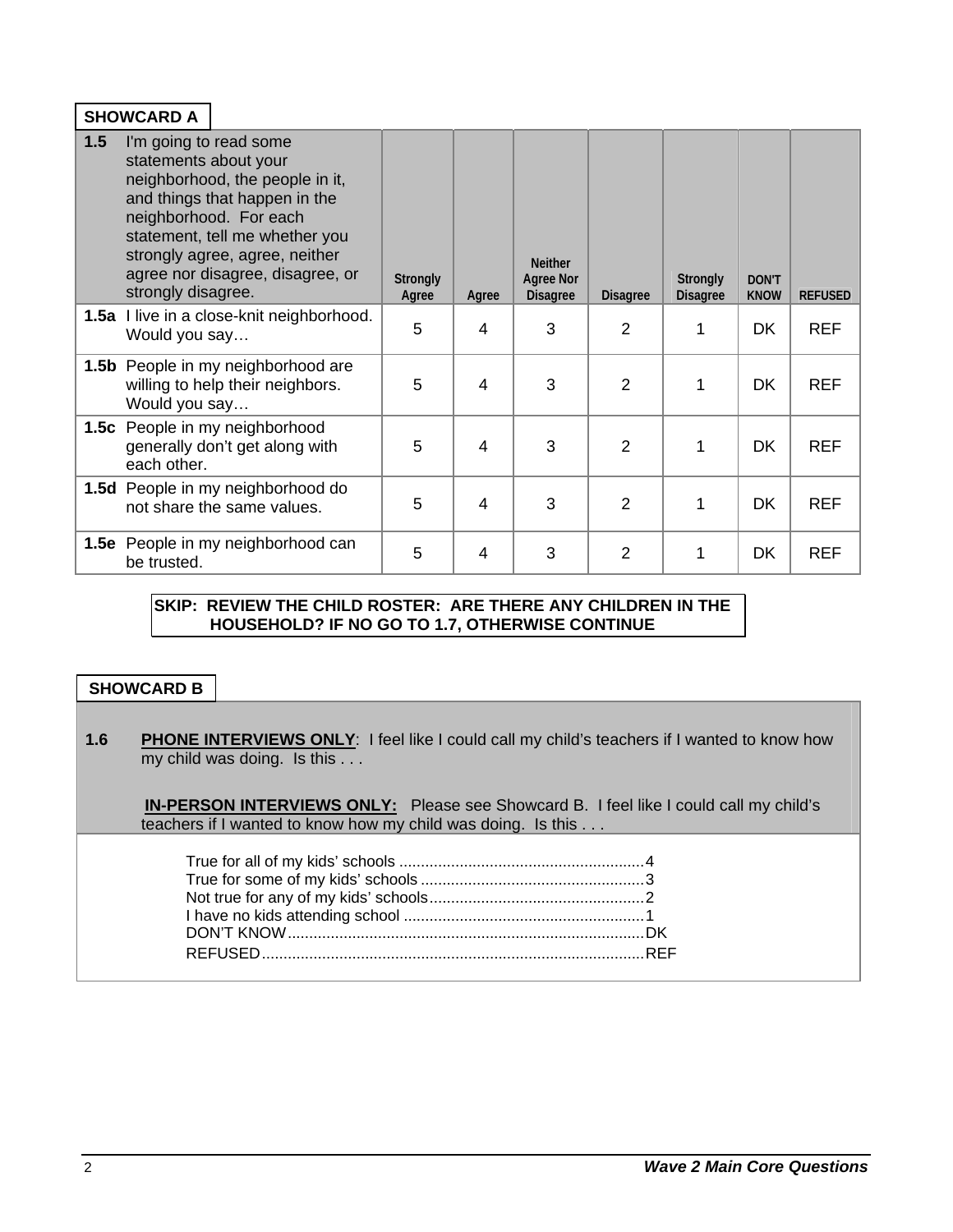**SHOWCARD A**

| **1.5** I'm going to read some statements about your neighborhood, the people in it, and things that happen in the neighborhood. For each statement, tell me whether you strongly agree, agree, neither agree nor disagree, disagree, or strongly disagree. | Strongly Agree | Agree | Neither Agree Nor Disagree | Disagree | Strongly Disagree | DON'T KNOW | REFUSED |
|---|---|---|---|---|---|---|---|
| **1.5a** I live in a close-knit neighborhood. Would you say… | 5 | 4 | 3 | 2 | 1 | DK | REF |
| **1.5b** People in my neighborhood are willing to help their neighbors. Would you say… | 5 | 4 | 3 | 2 | 1 | DK | REF |
| **1.5c** People in my neighborhood generally don't get along with each other. | 5 | 4 | 3 | 2 | 1 | DK | REF |
| **1.5d** People in my neighborhood do not share the same values. | 5 | 4 | 3 | 2 | 1 | DK | REF |
| **1.5e** People in my neighborhood can be trusted. | 5 | 4 | 3 | 2 | 1 | DK | REF |

**SKIP: REVIEW THE CHILD ROSTER: ARE THERE ANY CHILDREN IN THE HOUSEHOLD? IF NO GO TO 1.7, OTHERWISE CONTINUE**

**SHOWCARD B**

**1.6** **PHONE INTERVIEWS ONLY**: I feel like I could call my child's teachers if I wanted to know how my child was doing. Is this . . .

**IN-PERSON INTERVIEWS ONLY:** Please see Showcard B. I feel like I could call my child's teachers if I wanted to know how my child was doing. Is this . . .

- True for all of my kids' schools ........................................................4
- True for some of my kids' schools ....................................................3
- Not true for any of my kids' schools..................................................2
- I have no kids attending school ........................................................1
- DON'T KNOW..................................................................................DK
- REFUSED........................................................................................REF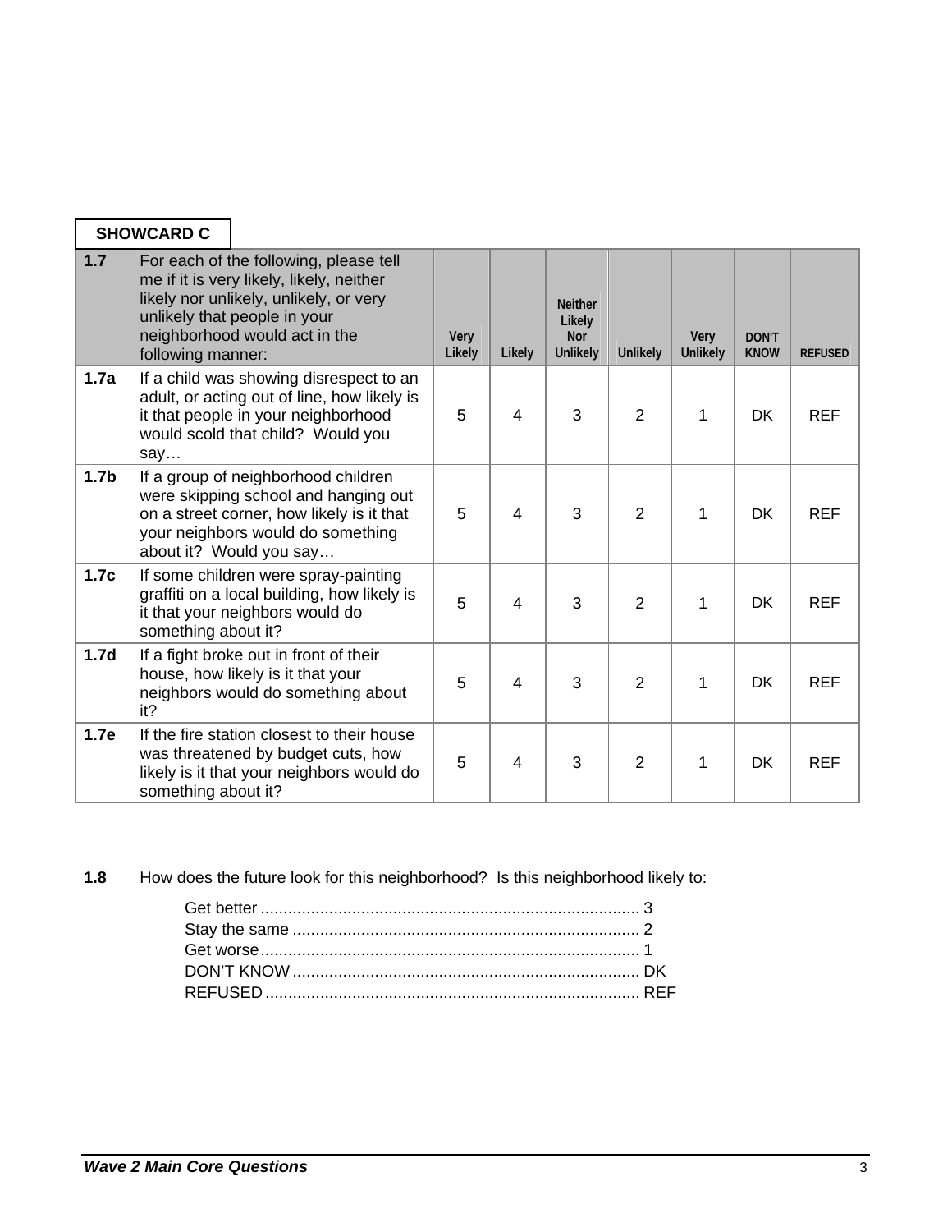**SHOWCARD C**

| 1.7 | For each of the following, please tell me if it is very likely, likely, neither likely nor unlikely, unlikely, or very unlikely that people in your neighborhood would act in the following manner: | Very Likely | Likely | Neither Likely Nor Unlikely | Unlikely | Very Unlikely | DON'T KNOW | REFUSED |
|---|---|---|---|---|---|---|---|---|
| **1.7a** | If a child was showing disrespect to an adult, or acting out of line, how likely is it that people in your neighborhood would scold that child? Would you say… | 5 | 4 | 3 | 2 | 1 | DK | REF |
| **1.7b** | If a group of neighborhood children were skipping school and hanging out on a street corner, how likely is it that your neighbors would do something about it? Would you say… | 5 | 4 | 3 | 2 | 1 | DK | REF |
| **1.7c** | If some children were spray-painting graffiti on a local building, how likely is it that your neighbors would do something about it? | 5 | 4 | 3 | 2 | 1 | DK | REF |
| **1.7d** | If a fight broke out in front of their house, how likely is it that your neighbors would do something about it? | 5 | 4 | 3 | 2 | 1 | DK | REF |
| **1.7e** | If the fire station closest to their house was threatened by budget cuts, how likely is it that your neighbors would do something about it? | 5 | 4 | 3 | 2 | 1 | DK | REF |

**1.8** How does the future look for this neighborhood? Is this neighborhood likely to:

- Get better .................................................................................. 3
- Stay the same ........................................................................... 2
- Get worse................................................................................... 1
- DON'T KNOW ............................................................................ DK
- REFUSED .................................................................................. REF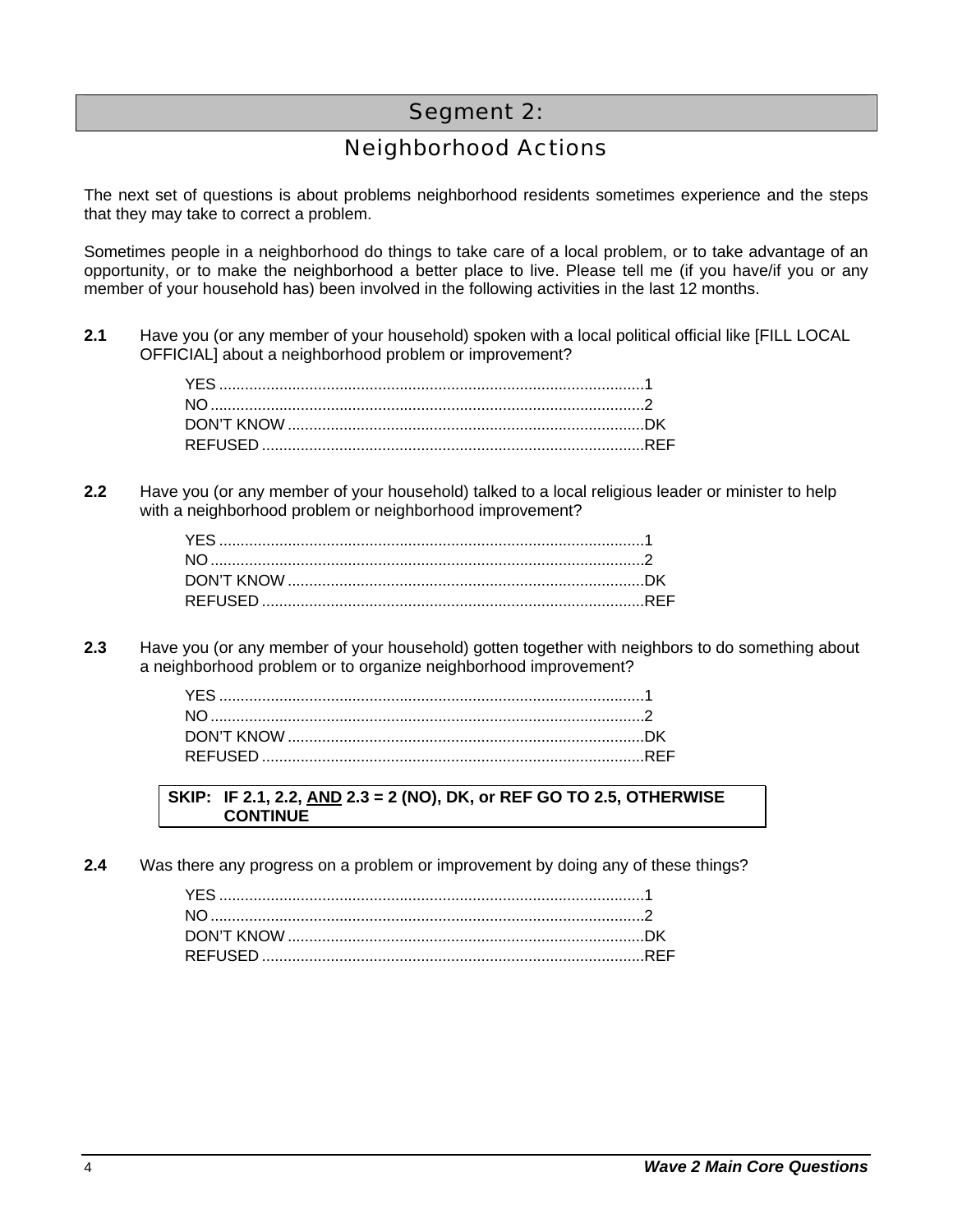# Segment 2:

## Neighborhood Actions

The next set of questions is about problems neighborhood residents sometimes experience and the steps that they may take to correct a problem.

Sometimes people in a neighborhood do things to take care of a local problem, or to take advantage of an opportunity, or to make the neighborhood a better place to live. Please tell me (if you have/if you or any member of your household has) been involved in the following activities in the last 12 months.

**2.1** Have you (or any member of your household) spoken with a local political official like [FILL LOCAL OFFICIAL] about a neighborhood problem or improvement?

- YES ....................................................................................1
- NO ......................................................................................2
- DON'T KNOW ...................................................................DK
- REFUSED .........................................................................REF

**2.2** Have you (or any member of your household) talked to a local religious leader or minister to help with a neighborhood problem or neighborhood improvement?

- YES ....................................................................................1
- NO ......................................................................................2
- DON'T KNOW ...................................................................DK
- REFUSED .........................................................................REF

**2.3** Have you (or any member of your household) gotten together with neighbors to do something about a neighborhood problem or to organize neighborhood improvement?

- YES ....................................................................................1
- NO ......................................................................................2
- DON'T KNOW ...................................................................DK
- REFUSED .........................................................................REF

**SKIP: IF 2.1, 2.2, AND 2.3 = 2 (NO), DK, or REF GO TO 2.5, OTHERWISE CONTINUE**

**2.4** Was there any progress on a problem or improvement by doing any of these things?

- YES ....................................................................................1
- NO ......................................................................................2
- DON'T KNOW ...................................................................DK
- REFUSED .........................................................................REF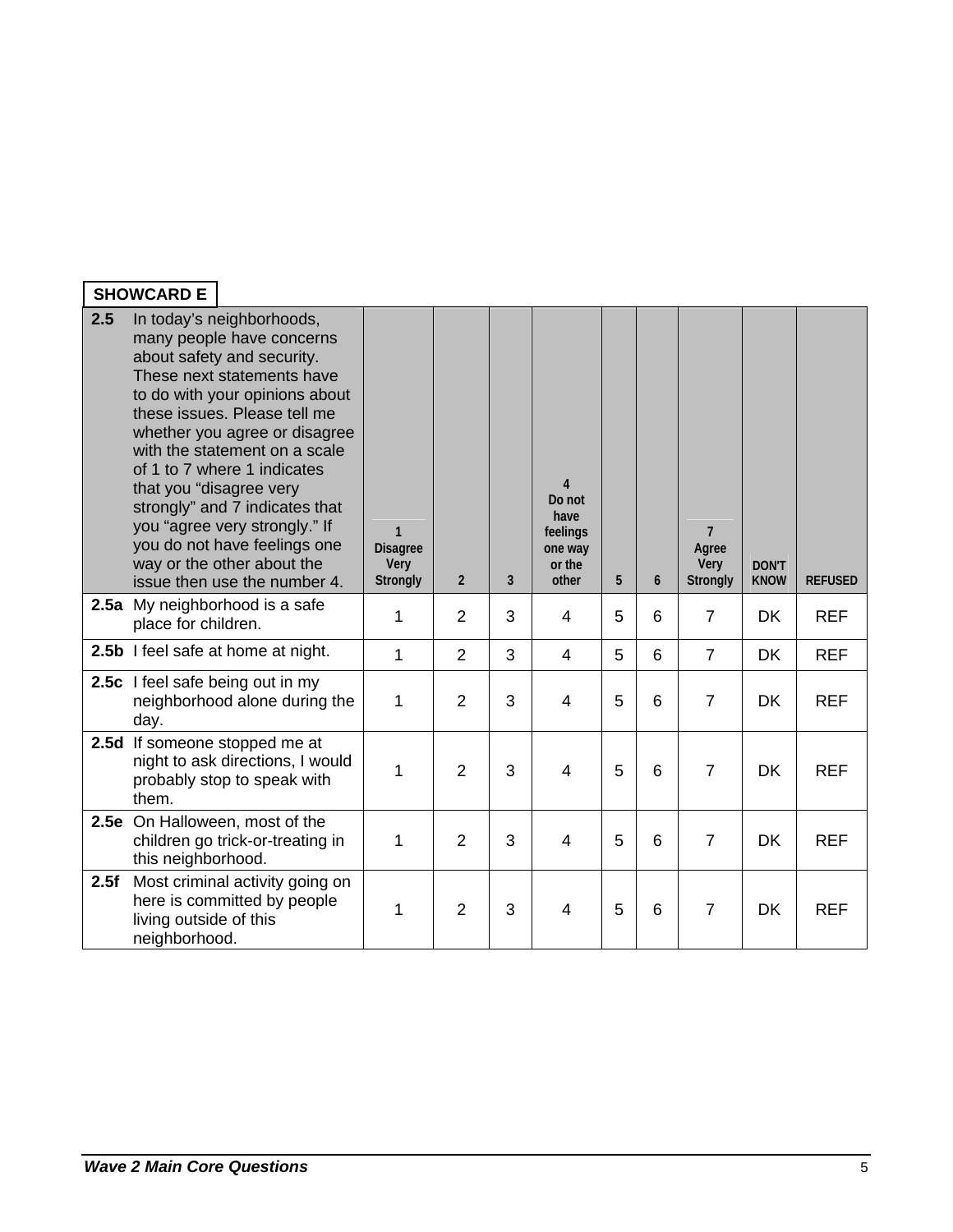**SHOWCARD E**

| 2.5 | In today's neighborhoods, many people have concerns about safety and security. These next statements have to do with your opinions about these issues. Please tell me whether you agree or disagree with the statement on a scale of 1 to 7 where 1 indicates that you "disagree very strongly" and 7 indicates that you "agree very strongly." If you do not have feelings one way or the other about the issue then use the number 4. | 1 Disagree Very Strongly | 2 | 3 | 4 Do not have feelings one way or the other | 5 | 6 | 7 Agree Very Strongly | DON'T KNOW | REFUSED |
|---|---|---|---|---|---|---|---|---|---|---|
| 2.5a | My neighborhood is a safe place for children. | 1 | 2 | 3 | 4 | 5 | 6 | 7 | DK | REF |
| 2.5b | I feel safe at home at night. | 1 | 2 | 3 | 4 | 5 | 6 | 7 | DK | REF |
| 2.5c | I feel safe being out in my neighborhood alone during the day. | 1 | 2 | 3 | 4 | 5 | 6 | 7 | DK | REF |
| 2.5d | If someone stopped me at night to ask directions, I would probably stop to speak with them. | 1 | 2 | 3 | 4 | 5 | 6 | 7 | DK | REF |
| 2.5e | On Halloween, most of the children go trick-or-treating in this neighborhood. | 1 | 2 | 3 | 4 | 5 | 6 | 7 | DK | REF |
| 2.5f | Most criminal activity going on here is committed by people living outside of this neighborhood. | 1 | 2 | 3 | 4 | 5 | 6 | 7 | DK | REF |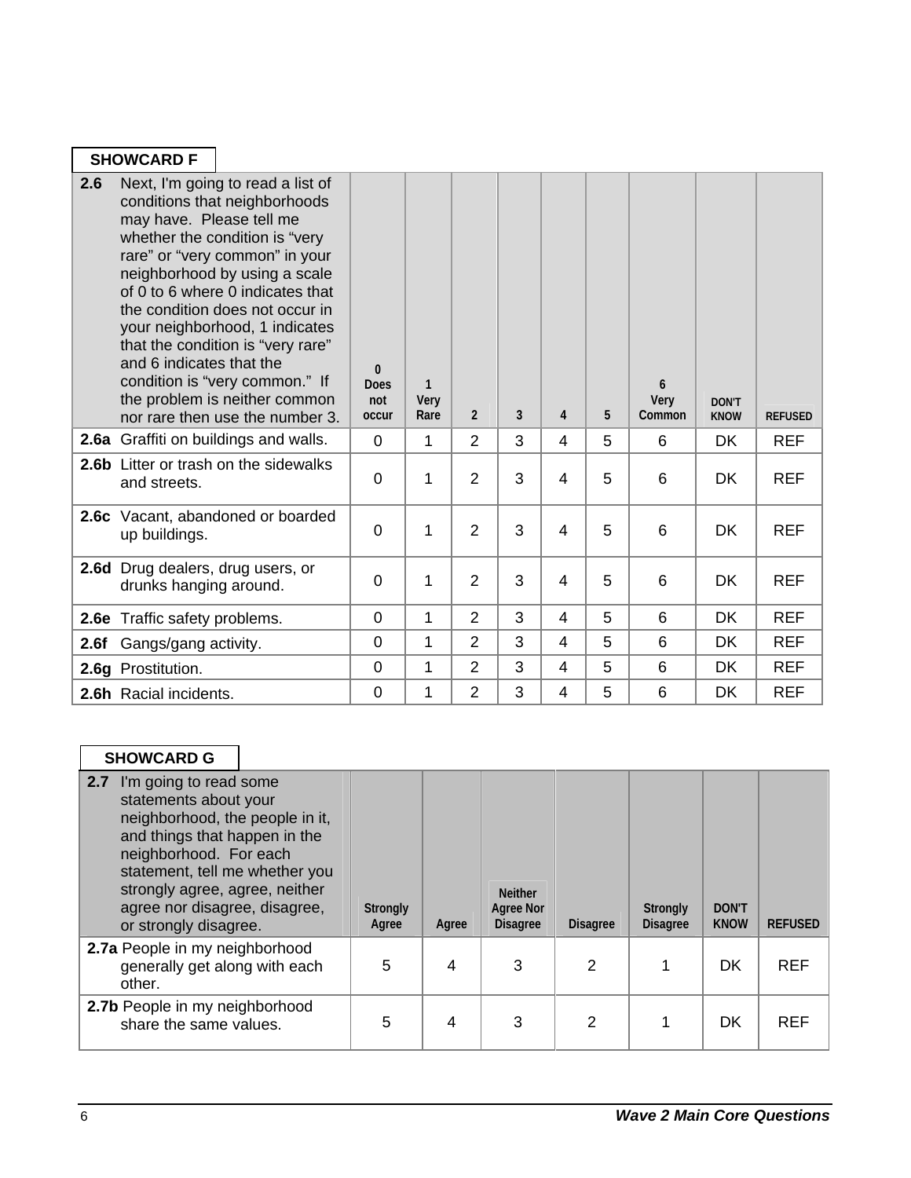**SHOWCARD F**

| 2.6 Next, I'm going to read a list of conditions that neighborhoods may have. Please tell me whether the condition is "very rare" or "very common" in your neighborhood by using a scale of 0 to 6 where 0 indicates that the condition does not occur in your neighborhood, 1 indicates that the condition is "very rare" and 6 indicates that the condition is "very common." If the problem is neither common nor rare then use the number 3. | 0 Does not occur | 1 Very Rare | 2 | 3 | 4 | 5 | 6 Very Common | DON'T KNOW | REFUSED |
|---|---|---|---|---|---|---|---|---|---|
| **2.6a** Graffiti on buildings and walls. | 0 | 1 | 2 | 3 | 4 | 5 | 6 | DK | REF |
| **2.6b** Litter or trash on the sidewalks and streets. | 0 | 1 | 2 | 3 | 4 | 5 | 6 | DK | REF |
| **2.6c** Vacant, abandoned or boarded up buildings. | 0 | 1 | 2 | 3 | 4 | 5 | 6 | DK | REF |
| **2.6d** Drug dealers, drug users, or drunks hanging around. | 0 | 1 | 2 | 3 | 4 | 5 | 6 | DK | REF |
| **2.6e** Traffic safety problems. | 0 | 1 | 2 | 3 | 4 | 5 | 6 | DK | REF |
| **2.6f** Gangs/gang activity. | 0 | 1 | 2 | 3 | 4 | 5 | 6 | DK | REF |
| **2.6g** Prostitution. | 0 | 1 | 2 | 3 | 4 | 5 | 6 | DK | REF |
| **2.6h** Racial incidents. | 0 | 1 | 2 | 3 | 4 | 5 | 6 | DK | REF |

**SHOWCARD G**

| 2.7 I'm going to read some statements about your neighborhood, the people in it, and things that happen in the neighborhood. For each statement, tell me whether you strongly agree, agree, neither agree nor disagree, disagree, or strongly disagree. | Strongly Agree | Agree | Neither Agree Nor Disagree | Disagree | Strongly Disagree | DON'T KNOW | REFUSED |
|---|---|---|---|---|---|---|---|
| **2.7a** People in my neighborhood generally get along with each other. | 5 | 4 | 3 | 2 | 1 | DK | REF |
| **2.7b** People in my neighborhood share the same values. | 5 | 4 | 3 | 2 | 1 | DK | REF |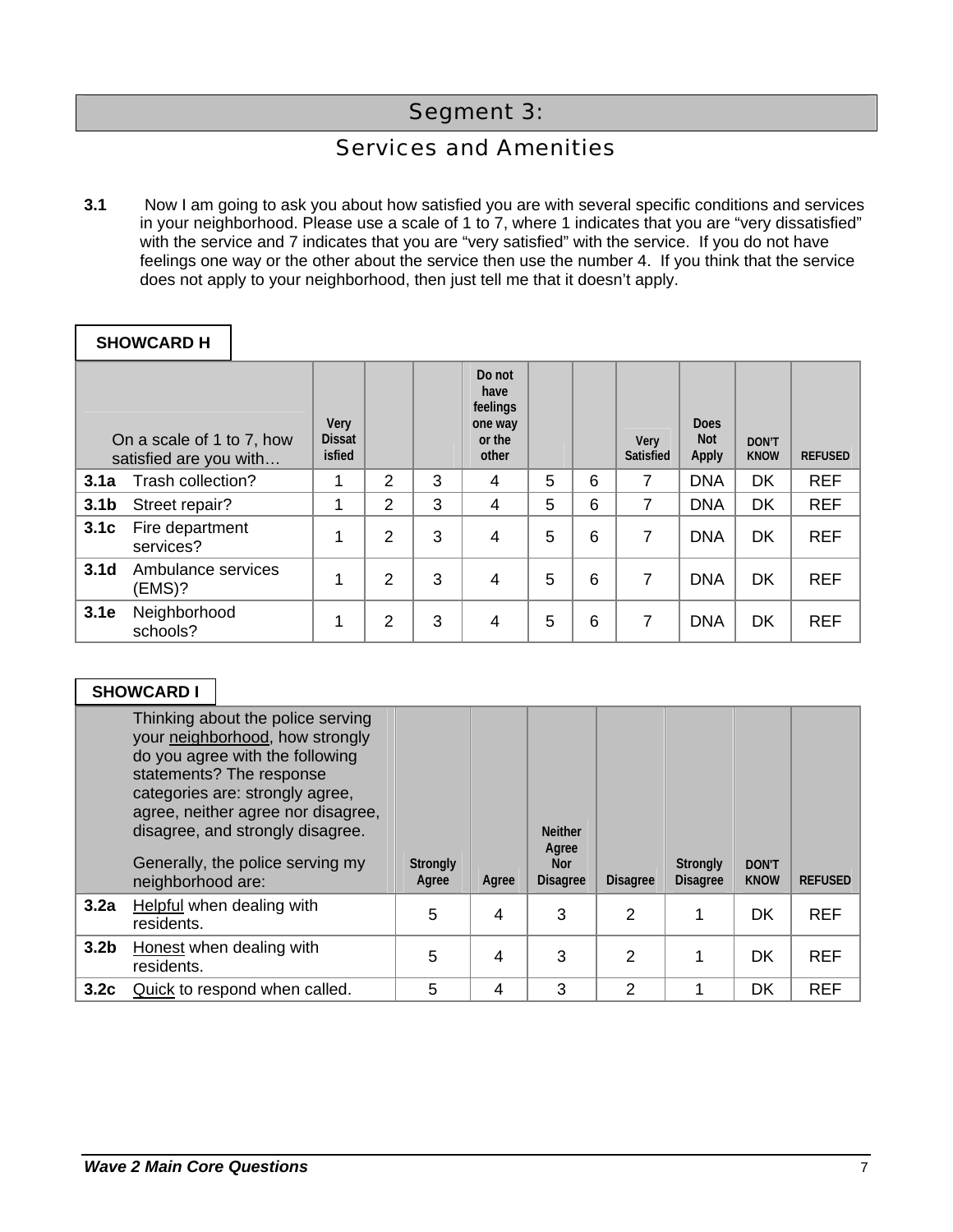# Segment 3:

## Services and Amenities

**3.1** Now I am going to ask you about how satisfied you are with several specific conditions and services in your neighborhood. Please use a scale of 1 to 7, where 1 indicates that you are "very dissatisfied" with the service and 7 indicates that you are "very satisfied" with the service. If you do not have feelings one way or the other about the service then use the number 4. If you think that the service does not apply to your neighborhood, then just tell me that it doesn't apply.

**SHOWCARD H**

| | On a scale of 1 to 7, how satisfied are you with… | Very Dissatisfied | | | Do not have feelings one way or the other | | | Very Satisfied | Does Not Apply | DON'T KNOW | REFUSED |
|---|---|---|---|---|---|---|---|---|---|---|---|
| **3.1a** | Trash collection? | 1 | 2 | 3 | 4 | 5 | 6 | 7 | DNA | DK | REF |
| **3.1b** | Street repair? | 1 | 2 | 3 | 4 | 5 | 6 | 7 | DNA | DK | REF |
| **3.1c** | Fire department services? | 1 | 2 | 3 | 4 | 5 | 6 | 7 | DNA | DK | REF |
| **3.1d** | Ambulance services (EMS)? | 1 | 2 | 3 | 4 | 5 | 6 | 7 | DNA | DK | REF |
| **3.1e** | Neighborhood schools? | 1 | 2 | 3 | 4 | 5 | 6 | 7 | DNA | DK | REF |

**SHOWCARD I**

| | Thinking about the police serving your neighborhood, how strongly do you agree with the following statements? The response categories are: strongly agree, agree, neither agree nor disagree, disagree, and strongly disagree. Generally, the police serving my neighborhood are: | Strongly Agree | Agree | Neither Agree Nor Disagree | Disagree | Strongly Disagree | DON'T KNOW | REFUSED |
|---|---|---|---|---|---|---|---|---|
| **3.2a** | Helpful when dealing with residents. | 5 | 4 | 3 | 2 | 1 | DK | REF |
| **3.2b** | Honest when dealing with residents. | 5 | 4 | 3 | 2 | 1 | DK | REF |
| **3.2c** | Quick to respond when called. | 5 | 4 | 3 | 2 | 1 | DK | REF |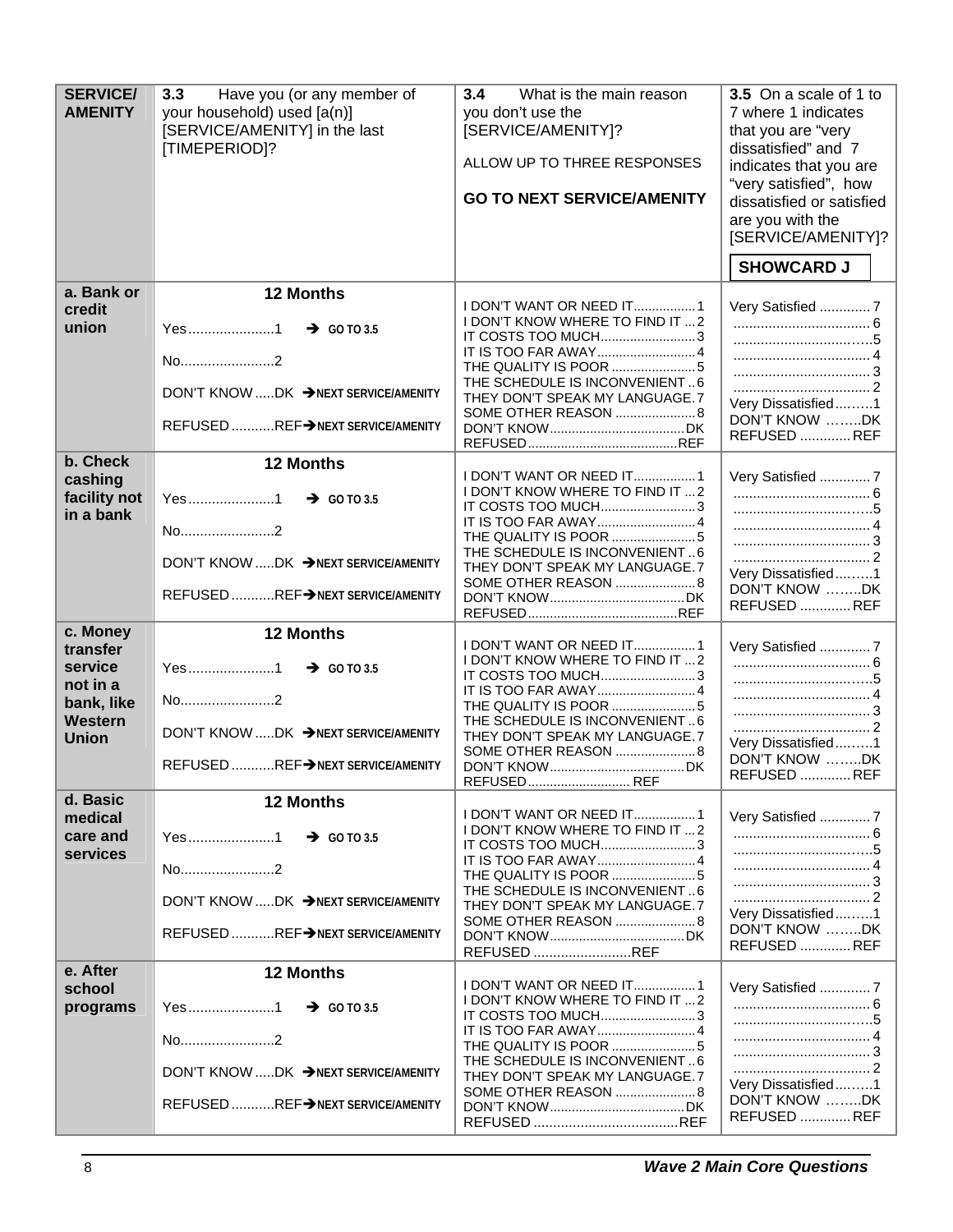| SERVICE/ AMENITY | 3.3 Have you (or any member of your household) used [a(n)] [SERVICE/AMENITY] in the last [TIMEPERIOD]? | 3.4 What is the main reason you don't use the [SERVICE/AMENITY]? ALLOW UP TO THREE RESPONSES **GO TO NEXT SERVICE/AMENITY** | 3.5 On a scale of 1 to 7 where 1 indicates that you are "very dissatisfied" and 7 indicates that you are "very satisfied", how dissatisfied or satisfied are you with the [SERVICE/AMENITY]? **SHOWCARD J** |
|---|---|---|---|
| **a. Bank or credit union** | **12 Months**<br>Yes......................1 → GO TO 3.5<br>No........................2<br>DON'T KNOW .....DK → NEXT SERVICE/AMENITY<br>REFUSED ...........REF → NEXT SERVICE/AMENITY | I DON'T WANT OR NEED IT.................1<br>I DON'T KNOW WHERE TO FIND IT ... 2<br>IT COSTS TOO MUCH..........................3<br>IT IS TOO FAR AWAY...........................4<br>THE QUALITY IS POOR .......................5<br>THE SCHEDULE IS INCONVENIENT .. 6<br>THEY DON'T SPEAK MY LANGUAGE. 7<br>SOME OTHER REASON ......................8<br>DON'T KNOW....................................DK<br>REFUSED.........................................REF | Very Satisfied ............. 7<br>.................................. 6<br>..................................5<br>.................................. 4<br>.................................. 3<br>.................................. 2<br>Very Dissatisfied.........1<br>DON'T KNOW ........DK<br>REFUSED ............. REF |
| **b. Check cashing facility not in a bank** | **12 Months**<br>Yes......................1 → GO TO 3.5<br>No........................2<br>DON'T KNOW .....DK → NEXT SERVICE/AMENITY<br>REFUSED ...........REF → NEXT SERVICE/AMENITY | I DON'T WANT OR NEED IT.................1<br>I DON'T KNOW WHERE TO FIND IT ... 2<br>IT COSTS TOO MUCH..........................3<br>IT IS TOO FAR AWAY...........................4<br>THE QUALITY IS POOR .......................5<br>THE SCHEDULE IS INCONVENIENT .. 6<br>THEY DON'T SPEAK MY LANGUAGE. 7<br>SOME OTHER REASON ......................8<br>DON'T KNOW....................................DK<br>REFUSED.........................................REF | Very Satisfied ............. 7<br>.................................. 6<br>..................................5<br>.................................. 4<br>.................................. 3<br>.................................. 2<br>Very Dissatisfied.........1<br>DON'T KNOW ........DK<br>REFUSED ............. REF |
| **c. Money transfer service not in a bank, like Western Union** | **12 Months**<br>Yes......................1 → GO TO 3.5<br>No........................2<br>DON'T KNOW .....DK → NEXT SERVICE/AMENITY<br>REFUSED ...........REF → NEXT SERVICE/AMENITY | I DON'T WANT OR NEED IT.................1<br>I DON'T KNOW WHERE TO FIND IT ... 2<br>IT COSTS TOO MUCH..........................3<br>IT IS TOO FAR AWAY...........................4<br>THE QUALITY IS POOR .......................5<br>THE SCHEDULE IS INCONVENIENT .. 6<br>THEY DON'T SPEAK MY LANGUAGE. 7<br>SOME OTHER REASON ......................8<br>DON'T KNOW....................................DK<br>REFUSED............................ REF | Very Satisfied ............. 7<br>.................................. 6<br>..................................5<br>.................................. 4<br>.................................. 3<br>.................................. 2<br>Very Dissatisfied.........1<br>DON'T KNOW ........DK<br>REFUSED ............. REF |
| **d. Basic medical care and services** | **12 Months**<br>Yes......................1 → GO TO 3.5<br>No........................2<br>DON'T KNOW .....DK → NEXT SERVICE/AMENITY<br>REFUSED ...........REF → NEXT SERVICE/AMENITY | I DON'T WANT OR NEED IT.................1<br>I DON'T KNOW WHERE TO FIND IT ... 2<br>IT COSTS TOO MUCH..........................3<br>IT IS TOO FAR AWAY...........................4<br>THE QUALITY IS POOR .......................5<br>THE SCHEDULE IS INCONVENIENT .. 6<br>THEY DON'T SPEAK MY LANGUAGE. 7<br>SOME OTHER REASON ......................8<br>DON'T KNOW....................................DK<br>REFUSED .........................REF | Very Satisfied ............. 7<br>.................................. 6<br>..................................5<br>.................................. 4<br>.................................. 3<br>.................................. 2<br>Very Dissatisfied.........1<br>DON'T KNOW ........DK<br>REFUSED ............. REF |
| **e. After school programs** | **12 Months**<br>Yes......................1 → GO TO 3.5<br>No........................2<br>DON'T KNOW .....DK → NEXT SERVICE/AMENITY<br>REFUSED ...........REF → NEXT SERVICE/AMENITY | I DON'T WANT OR NEED IT.................1<br>I DON'T KNOW WHERE TO FIND IT ... 2<br>IT COSTS TOO MUCH..........................3<br>IT IS TOO FAR AWAY...........................4<br>THE QUALITY IS POOR .......................5<br>THE SCHEDULE IS INCONVENIENT .. 6<br>THEY DON'T SPEAK MY LANGUAGE. 7<br>SOME OTHER REASON ......................8<br>DON'T KNOW....................................DK<br>REFUSED .....................................REF | Very Satisfied ............. 7<br>.................................. 6<br>..................................5<br>.................................. 4<br>.................................. 3<br>.................................. 2<br>Very Dissatisfied.........1<br>DON'T KNOW ........DK<br>REFUSED ............. REF |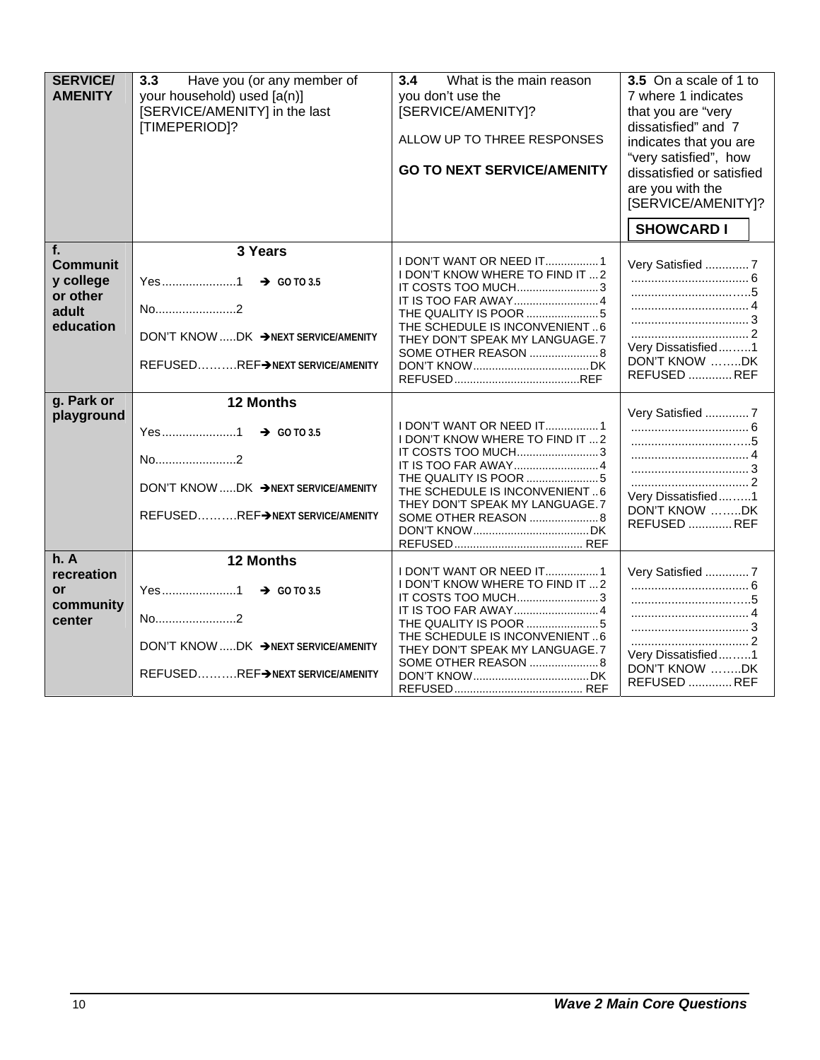| SERVICE/ AMENITY | 3.3 Have you (or any member of your household) used [a(n)] [SERVICE/AMENITY] in the last [TIMEPERIOD]? | 3.4 What is the main reason you don't use the [SERVICE/AMENITY]?<br><br>ALLOW UP TO THREE RESPONSES<br><br>**GO TO NEXT SERVICE/AMENITY** | 3.5 On a scale of 1 to 7 where 1 indicates that you are "very dissatisfied" and 7 indicates that you are "very satisfied", how dissatisfied or satisfied are you with the [SERVICE/AMENITY]?<br><br>**SHOWCARD I** |
|---|---|---|---|
| **f. Community college or other adult education** | **3 Years**<br><br>Yes......................1 → GO TO 3.5<br><br>No........................2<br><br>DON'T KNOW .....DK → NEXT SERVICE/AMENITY<br><br>REFUSED……….REF → NEXT SERVICE/AMENITY | I DON'T WANT OR NEED IT.................1<br>I DON'T KNOW WHERE TO FIND IT ...2<br>IT COSTS TOO MUCH..........................3<br>IT IS TOO FAR AWAY...........................4<br>THE QUALITY IS POOR .......................5<br>THE SCHEDULE IS INCONVENIENT ..6<br>THEY DON'T SPEAK MY LANGUAGE.7<br>SOME OTHER REASON ......................8<br>DON'T KNOW.....................................DK<br>REFUSED........................................REF | Very Satisfied .............7<br>...................................6<br>...................................5<br>...................................4<br>...................................3<br>...................................2<br>Very Dissatisfied………1<br>DON'T KNOW ……..DK<br>REFUSED .............REF |
| **g. Park or playground** | **12 Months**<br><br>Yes......................1 → GO TO 3.5<br><br>No........................2<br><br>DON'T KNOW .....DK → NEXT SERVICE/AMENITY<br><br>REFUSED……….REF → NEXT SERVICE/AMENITY | I DON'T WANT OR NEED IT.................1<br>I DON'T KNOW WHERE TO FIND IT ...2<br>IT COSTS TOO MUCH..........................3<br>IT IS TOO FAR AWAY...........................4<br>THE QUALITY IS POOR .......................5<br>THE SCHEDULE IS INCONVENIENT ..6<br>THEY DON'T SPEAK MY LANGUAGE.7<br>SOME OTHER REASON ......................8<br>DON'T KNOW.....................................DK<br>REFUSED......................................... REF | Very Satisfied .............7<br>...................................6<br>...................................5<br>...................................4<br>...................................3<br>...................................2<br>Very Dissatisfied………1<br>DON'T KNOW ……..DK<br>REFUSED .............REF |
| **h. A recreation or community center** | **12 Months**<br><br>Yes......................1 → GO TO 3.5<br><br>No........................2<br><br>DON'T KNOW .....DK → NEXT SERVICE/AMENITY<br><br>REFUSED……….REF → NEXT SERVICE/AMENITY | I DON'T WANT OR NEED IT.................1<br>I DON'T KNOW WHERE TO FIND IT ...2<br>IT COSTS TOO MUCH..........................3<br>IT IS TOO FAR AWAY...........................4<br>THE QUALITY IS POOR .......................5<br>THE SCHEDULE IS INCONVENIENT ..6<br>THEY DON'T SPEAK MY LANGUAGE.7<br>SOME OTHER REASON ......................8<br>DON'T KNOW.....................................DK<br>REFUSED......................................... REF | Very Satisfied .............7<br>...................................6<br>...................................5<br>...................................4<br>...................................3<br>...................................2<br>Very Dissatisfied………1<br>DON'T KNOW ……..DK<br>REFUSED .............REF |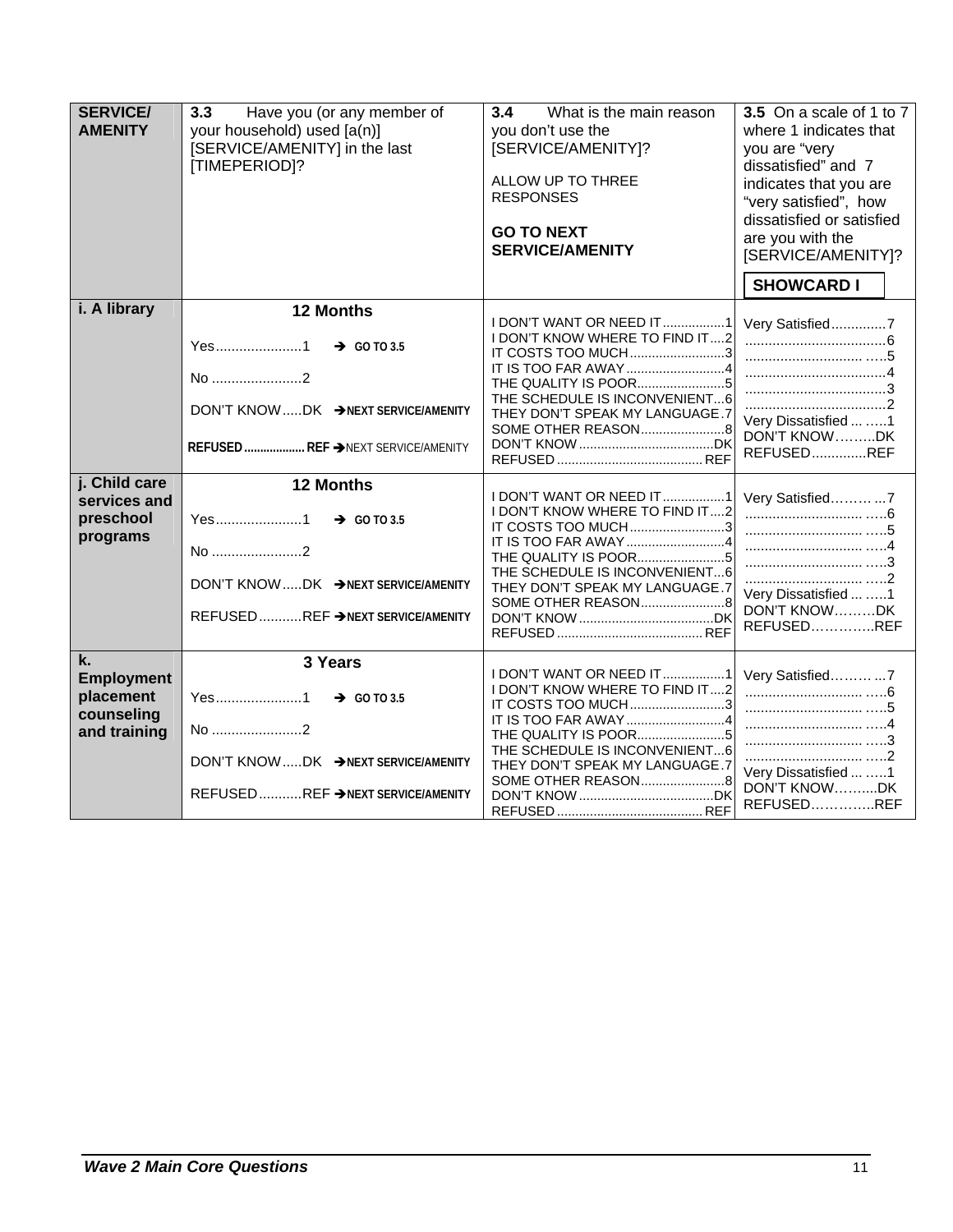| SERVICE/ AMENITY | 3.3 Have you (or any member of your household) used [a(n)] [SERVICE/AMENITY] in the last [TIMEPERIOD]? | 3.4 What is the main reason you don't use the [SERVICE/AMENITY]?<br><br>ALLOW UP TO THREE RESPONSES<br><br>**GO TO NEXT SERVICE/AMENITY** | 3.5 On a scale of 1 to 7 where 1 indicates that you are "very dissatisfied" and 7 indicates that you are "very satisfied", how dissatisfied or satisfied are you with the [SERVICE/AMENITY]?<br><br>**SHOWCARD I** |
|---|---|---|---|
| **i. A library** | **12 Months**<br><br>Yes......................1 → GO TO 3.5<br><br>No .......................2<br><br>DON'T KNOW.....DK → NEXT SERVICE/AMENITY<br><br>REFUSED.................. REF → NEXT SERVICE/AMENITY | I DON'T WANT OR NEED IT.................1<br>I DON'T KNOW WHERE TO FIND IT....2<br>IT COSTS TOO MUCH..........................3<br>IT IS TOO FAR AWAY...........................4<br>THE QUALITY IS POOR........................5<br>THE SCHEDULE IS INCONVENIENT...6<br>THEY DON'T SPEAK MY LANGUAGE.7<br>SOME OTHER REASON.......................8<br>DON'T KNOW....................................DK<br>REFUSED....................................... REF | Very Satisfied..............7<br>....................................6<br>.............................. .....5<br>....................................4<br>....................................3<br>....................................2<br>Very Dissatisfied ... .....1<br>DON'T KNOW……..DK<br>REFUSED.............REF |
| **j. Child care services and preschool programs** | **12 Months**<br><br>Yes......................1 → GO TO 3.5<br><br>No .......................2<br><br>DON'T KNOW.....DK → NEXT SERVICE/AMENITY<br><br>REFUSED...........REF → NEXT SERVICE/AMENITY | I DON'T WANT OR NEED IT.................1<br>I DON'T KNOW WHERE TO FIND IT....2<br>IT COSTS TOO MUCH..........................3<br>IT IS TOO FAR AWAY...........................4<br>THE QUALITY IS POOR........................5<br>THE SCHEDULE IS INCONVENIENT...6<br>THEY DON'T SPEAK MY LANGUAGE.7<br>SOME OTHER REASON.......................8<br>DON'T KNOW....................................DK<br>REFUSED....................................... REF | Very Satisfied……… ...7<br>.............................. .....6<br>.............................. .....5<br>.............................. .....4<br>.............................. .....3<br>.............................. .....2<br>Very Dissatisfied ... .....1<br>DON'T KNOW………DK<br>REFUSED…………..REF |
| **k. Employment placement counseling and training** | **3 Years**<br><br>Yes......................1 → GO TO 3.5<br><br>No .......................2<br><br>DON'T KNOW.....DK → NEXT SERVICE/AMENITY<br><br>REFUSED...........REF → NEXT SERVICE/AMENITY | I DON'T WANT OR NEED IT.................1<br>I DON'T KNOW WHERE TO FIND IT....2<br>IT COSTS TOO MUCH..........................3<br>IT IS TOO FAR AWAY...........................4<br>THE QUALITY IS POOR........................5<br>THE SCHEDULE IS INCONVENIENT...6<br>THEY DON'T SPEAK MY LANGUAGE.7<br>SOME OTHER REASON.......................8<br>DON'T KNOW....................................DK<br>REFUSED....................................... REF | Very Satisfied……… ...7<br>.............................. .....6<br>.............................. .....5<br>.............................. .....4<br>.............................. .....3<br>.............................. .....2<br>Very Dissatisfied ... .....1<br>DON'T KNOW……....DK<br>REFUSED…………..REF |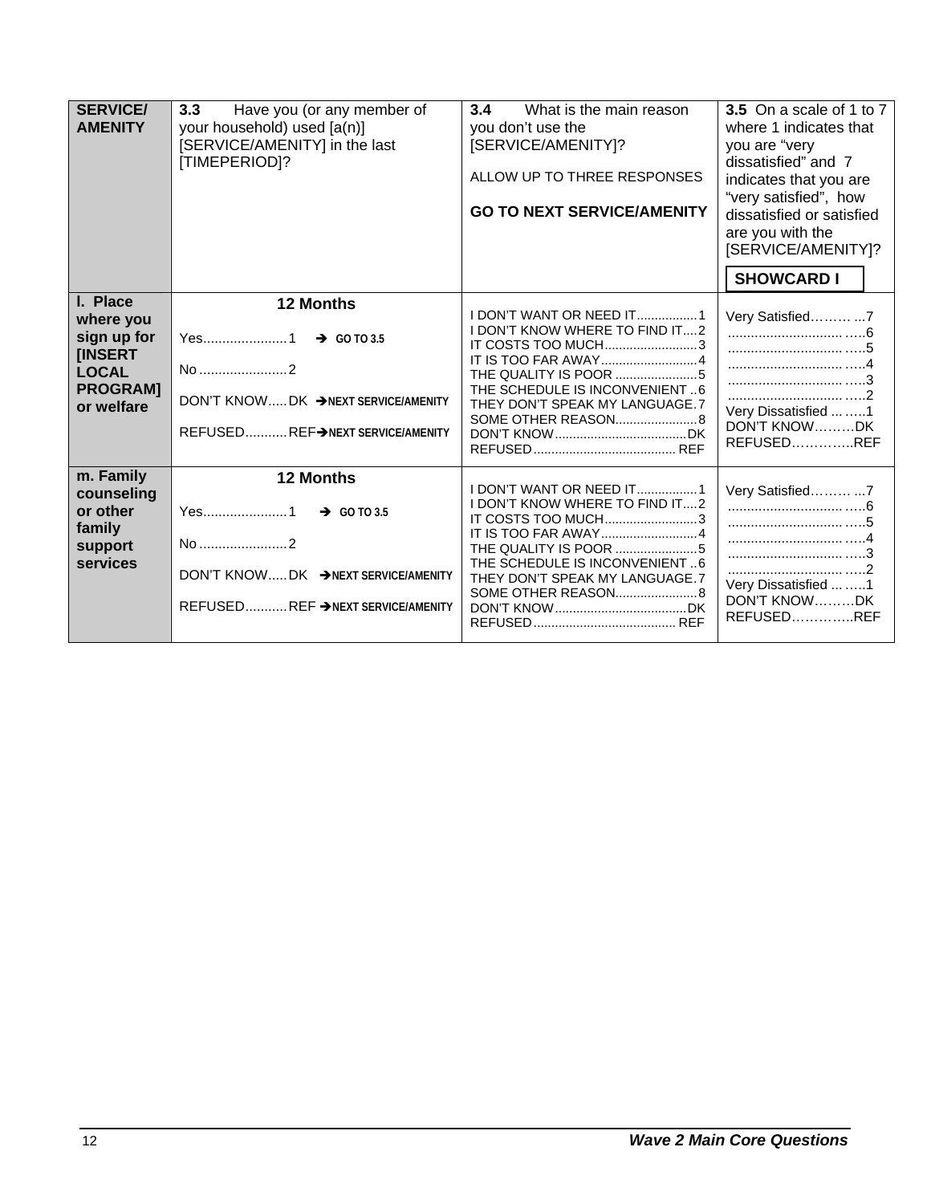| SERVICE/ AMENITY | 3.3 Have you (or any member of your household) used [a(n)] [SERVICE/AMENITY] in the last [TIMEPERIOD]? | 3.4 What is the main reason you don't use the [SERVICE/AMENITY]?<br><br>ALLOW UP TO THREE RESPONSES<br><br>**GO TO NEXT SERVICE/AMENITY** | 3.5 On a scale of 1 to 7 where 1 indicates that you are "very dissatisfied" and 7 indicates that you are "very satisfied", how dissatisfied or satisfied are you with the [SERVICE/AMENITY]?<br><br>**SHOWCARD I** |
|---|---|---|---|
| **l. Place where you sign up for [INSERT LOCAL PROGRAM] or welfare** | **12 Months**<br><br>Yes......................1 → GO TO 3.5<br><br>No.......................2<br><br>DON'T KNOW.....DK →NEXT SERVICE/AMENITY<br><br>REFUSED...........REF→NEXT SERVICE/AMENITY | I DON'T WANT OR NEED IT.................1<br>I DON'T KNOW WHERE TO FIND IT....2<br>IT COSTS TOO MUCH..........................3<br>IT IS TOO FAR AWAY...........................4<br>THE QUALITY IS POOR .......................5<br>THE SCHEDULE IS INCONVENIENT ..6<br>THEY DON'T SPEAK MY LANGUAGE.7<br>SOME OTHER REASON.......................8<br>DON'T KNOW.....................................DK<br>REFUSED........................................REF | Very Satisfied……… ...7<br>.............................. …..6<br>.............................. …..5<br>.............................. …..4<br>.............................. …..3<br>.............................. …..2<br>Very Dissatisfied ... …..1<br>DON'T KNOW………DK<br>REFUSED………….REF |
| **m. Family counseling or other family support services** | **12 Months**<br><br>Yes......................1 → GO TO 3.5<br><br>No.......................2<br><br>DON'T KNOW.....DK →NEXT SERVICE/AMENITY<br><br>REFUSED...........REF →NEXT SERVICE/AMENITY | I DON'T WANT OR NEED IT.................1<br>I DON'T KNOW WHERE TO FIND IT....2<br>IT COSTS TOO MUCH..........................3<br>IT IS TOO FAR AWAY...........................4<br>THE QUALITY IS POOR .......................5<br>THE SCHEDULE IS INCONVENIENT ..6<br>THEY DON'T SPEAK MY LANGUAGE.7<br>SOME OTHER REASON.......................8<br>DON'T KNOW.....................................DK<br>REFUSED........................................REF | Very Satisfied……… ...7<br>.............................. …..6<br>.............................. …..5<br>.............................. …..4<br>.............................. …..3<br>.............................. …..2<br>Very Dissatisfied ... …..1<br>DON'T KNOW………DK<br>REFUSED………….REF |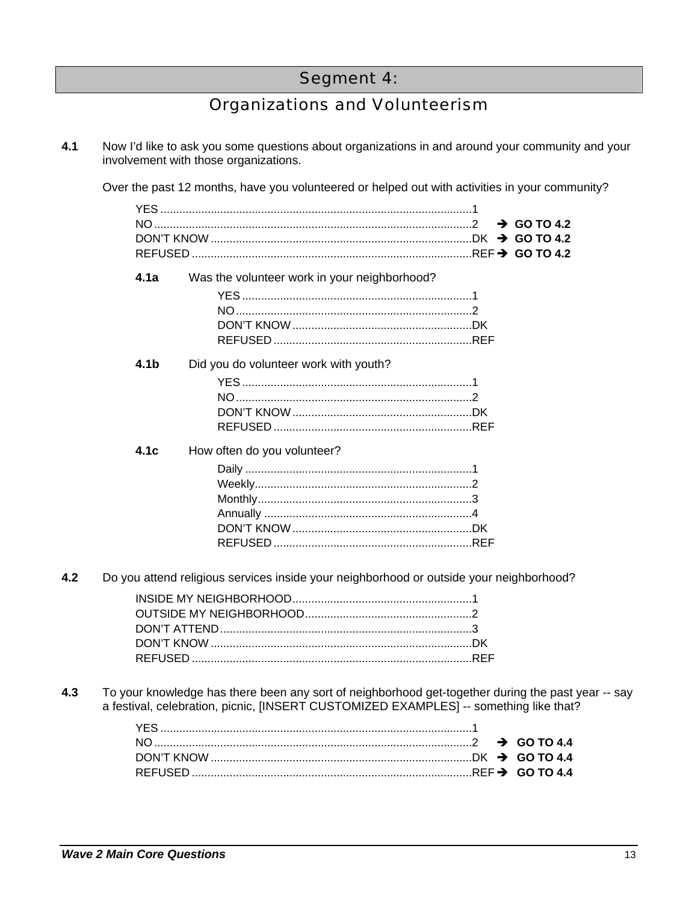# Segment 4:

## Organizations and Volunteerism

**4.1** Now I'd like to ask you some questions about organizations in and around your community and your involvement with those organizations.

Over the past 12 months, have you volunteered or helped out with activities in your community?

YES ....................................................................................1
NO ......................................................................................2 ➔ **GO TO 4.2**
DON'T KNOW ......................................................................DK ➔ **GO TO 4.2**
REFUSED ...........................................................................REF ➔ **GO TO 4.2**

**4.1a** Was the volunteer work in your neighborhood?

YES ..........................................................................1
NO ............................................................................2
DON'T KNOW ..........................................................DK
REFUSED ................................................................REF

**4.1b** Did you do volunteer work with youth?

YES ..........................................................................1
NO ............................................................................2
DON'T KNOW ..........................................................DK
REFUSED ................................................................REF

**4.1c** How often do you volunteer?

Daily .........................................................................1
Weekly......................................................................2
Monthly.....................................................................3
Annually ...................................................................4
DON'T KNOW ..........................................................DK
REFUSED ................................................................REF

**4.2** Do you attend religious services inside your neighborhood or outside your neighborhood?

INSIDE MY NEIGHBORHOOD...........................................................1
OUTSIDE MY NEIGHBORHOOD......................................................2
DON'T ATTEND.................................................................................3
DON'T KNOW ....................................................................................DK
REFUSED ..........................................................................................REF

**4.3** To your knowledge has there been any sort of neighborhood get-together during the past year -- say a festival, celebration, picnic, [INSERT CUSTOMIZED EXAMPLES] -- something like that?

YES ....................................................................................1
NO ......................................................................................2 ➔ **GO TO 4.4**
DON'T KNOW ......................................................................DK ➔ **GO TO 4.4**
REFUSED ...........................................................................REF ➔ **GO TO 4.4**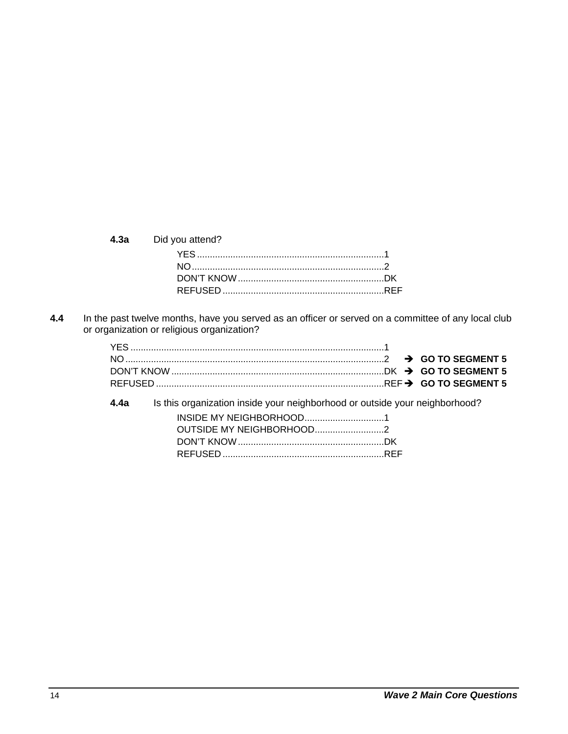**4.3a** Did you attend?

YES ........................................................................1
NO ..........................................................................2
DON'T KNOW .........................................................DK
REFUSED ...............................................................REF

**4.4** In the past twelve months, have you served as an officer or served on a committee of any local club or organization or religious organization?

YES ..................................................................................................1
NO ....................................................................................................2 ➔ **GO TO SEGMENT 5**
DON'T KNOW ..................................................................................DK ➔ **GO TO SEGMENT 5**
REFUSED ........................................................................................REF ➔ **GO TO SEGMENT 5**

**4.4a** Is this organization inside your neighborhood or outside your neighborhood?

INSIDE MY NEIGHBORHOOD...............................1
OUTSIDE MY NEIGHBORHOOD...........................2
DON'T KNOW .........................................................DK
REFUSED ...............................................................REF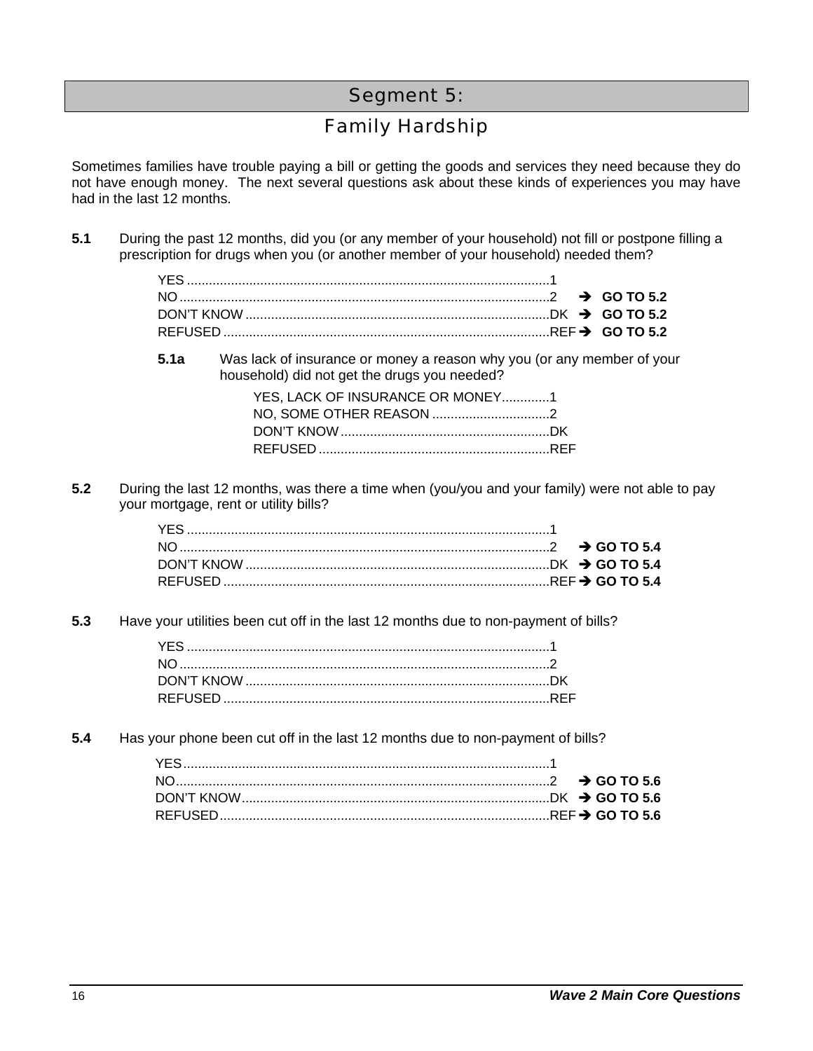# Segment 5:

## Family Hardship

Sometimes families have trouble paying a bill or getting the goods and services they need because they do not have enough money. The next several questions ask about these kinds of experiences you may have had in the last 12 months.

**5.1** During the past 12 months, did you (or any member of your household) not fill or postpone filling a prescription for drugs when you (or another member of your household) needed them?

YES ....................................................................................1
NO .......................................................................................2 ➔ **GO TO 5.2**
DON'T KNOW ....................................................................DK ➔ **GO TO 5.2**
REFUSED ..........................................................................REF ➔ **GO TO 5.2**

**5.1a** Was lack of insurance or money a reason why you (or any member of your household) did not get the drugs you needed?

YES, LACK OF INSURANCE OR MONEY.............1
NO, SOME OTHER REASON ................................2
DON'T KNOW .........................................................DK
REFUSED ...............................................................REF

**5.2** During the last 12 months, was there a time when (you/you and your family) were not able to pay your mortgage, rent or utility bills?

YES ....................................................................................1
NO .......................................................................................2 ➔ **GO TO 5.4**
DON'T KNOW ....................................................................DK ➔ **GO TO 5.4**
REFUSED ..........................................................................REF ➔ **GO TO 5.4**

**5.3** Have your utilities been cut off in the last 12 months due to non-payment of bills?

YES ....................................................................................1
NO .......................................................................................2
DON'T KNOW ....................................................................DK
REFUSED ..........................................................................REF

**5.4** Has your phone been cut off in the last 12 months due to non-payment of bills?

YES....................................................................................1
NO.......................................................................................2 ➔ **GO TO 5.6**
DON'T KNOW....................................................................DK ➔ **GO TO 5.6**
REFUSED..........................................................................REF ➔ **GO TO 5.6**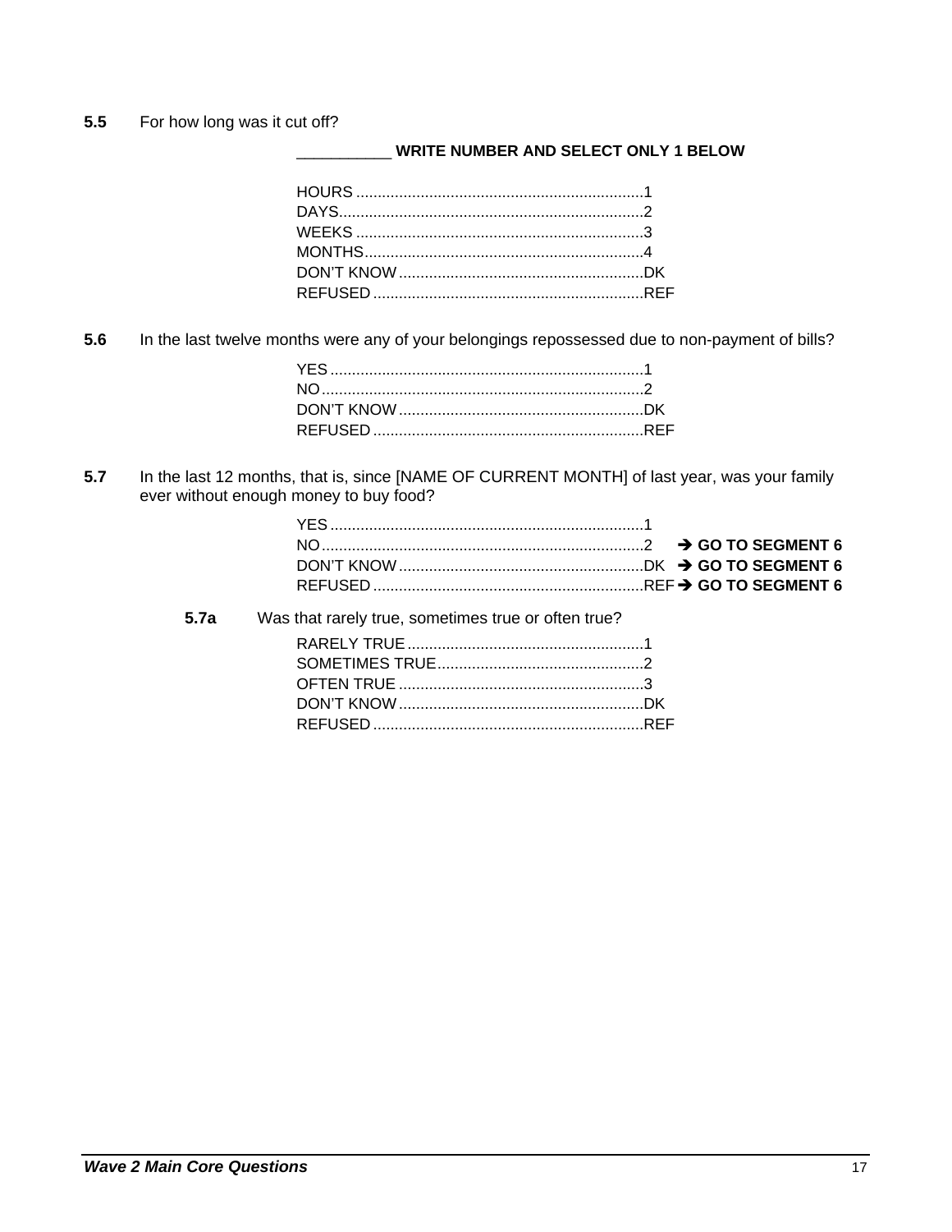**5.5** For how long was it cut off?

__________ **WRITE NUMBER AND SELECT ONLY 1 BELOW**

HOURS ..................................................................1
DAYS......................................................................2
WEEKS ..................................................................3
MONTHS................................................................4
DON'T KNOW ........................................................DK
REFUSED ..............................................................REF

**5.6** In the last twelve months were any of your belongings repossessed due to non-payment of bills?

YES ........................................................................1
NO..........................................................................2
DON'T KNOW ........................................................DK
REFUSED ..............................................................REF

**5.7** In the last 12 months, that is, since [NAME OF CURRENT MONTH] of last year, was your family ever without enough money to buy food?

YES ........................................................................1
NO..........................................................................2 ➔ **GO TO SEGMENT 6**
DON'T KNOW ........................................................DK ➔ **GO TO SEGMENT 6**
REFUSED ..............................................................REF ➔ **GO TO SEGMENT 6**

**5.7a** Was that rarely true, sometimes true or often true?

RARELY TRUE.......................................................1
SOMETIMES TRUE................................................2
OFTEN TRUE .........................................................3
DON'T KNOW ........................................................DK
REFUSED ..............................................................REF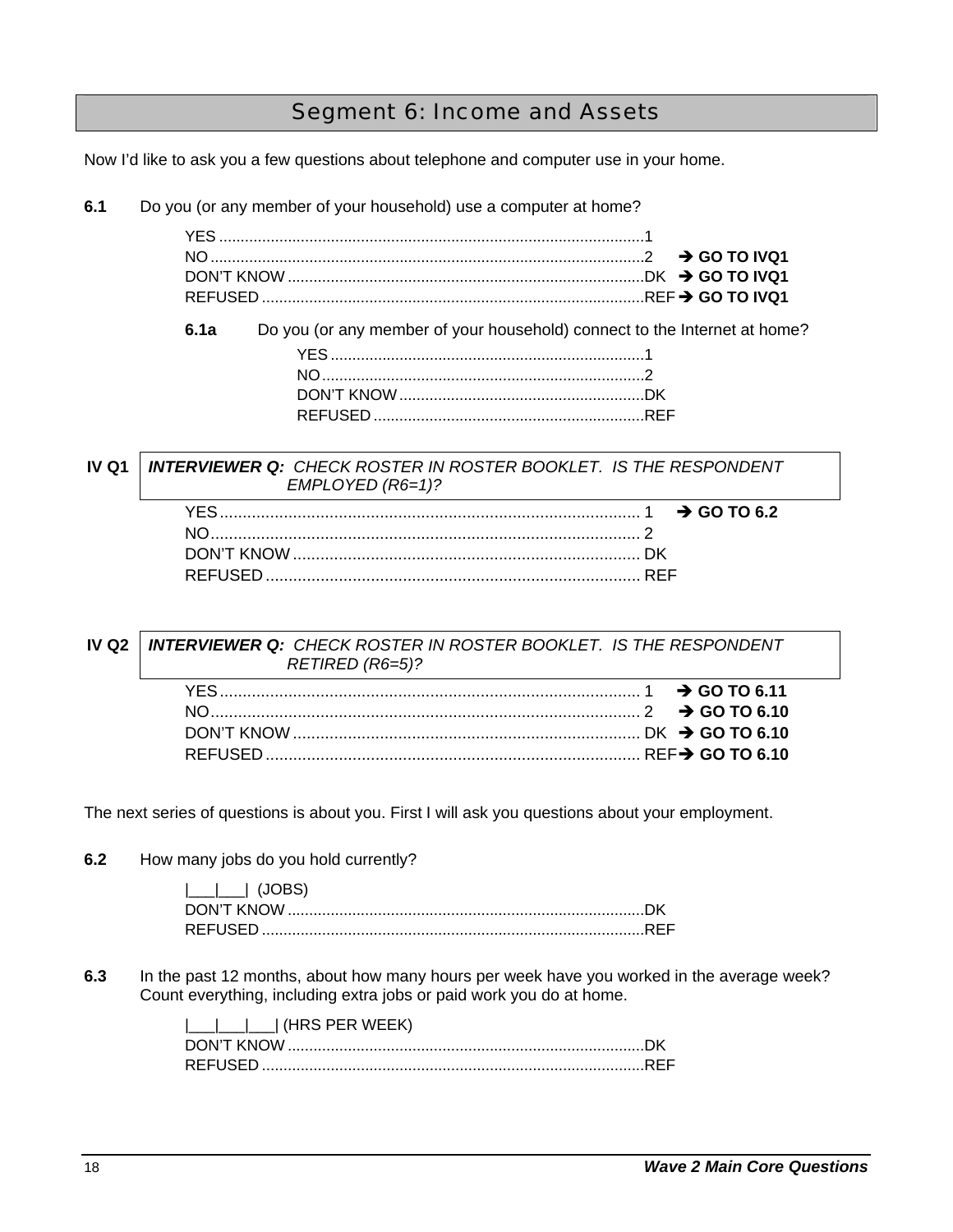# Segment 6: Income and Assets

Now I'd like to ask you a few questions about telephone and computer use in your home.

**6.1** Do you (or any member of your household) use a computer at home?

YES ....................................................................................1
NO .......................................................................................2 ➔ **GO TO IVQ1**
DON'T KNOW .......................................................................DK ➔ **GO TO IVQ1**
REFUSED ............................................................................REF ➔ **GO TO IVQ1**

**6.1a** Do you (or any member of your household) connect to the Internet at home?

YES ..........................................................................1
NO ............................................................................2
DON'T KNOW ...........................................................DK
REFUSED .................................................................REF

**IV Q1** ***INTERVIEWER Q:*** *CHECK ROSTER IN ROSTER BOOKLET. IS THE RESPONDENT EMPLOYED (R6=1)?*

YES ..................................................................................... 1 ➔ **GO TO 6.2**
NO ...................................................................................... 2
DON'T KNOW ..................................................................... DK
REFUSED ........................................................................... REF

**IV Q2** ***INTERVIEWER Q:*** *CHECK ROSTER IN ROSTER BOOKLET. IS THE RESPONDENT RETIRED (R6=5)?*

YES ..................................................................................... 1 ➔ **GO TO 6.11**
NO ...................................................................................... 2 ➔ **GO TO 6.10**
DON'T KNOW ..................................................................... DK ➔ **GO TO 6.10**
REFUSED ........................................................................... REF ➔ **GO TO 6.10**

The next series of questions is about you. First I will ask you questions about your employment.

**6.2** How many jobs do you hold currently?

|___|___| (JOBS)
DON'T KNOW .......................................................................DK
REFUSED ............................................................................REF

**6.3** In the past 12 months, about how many hours per week have you worked in the average week? Count everything, including extra jobs or paid work you do at home.

|___|___|___| (HRS PER WEEK)
DON'T KNOW .......................................................................DK
REFUSED ............................................................................REF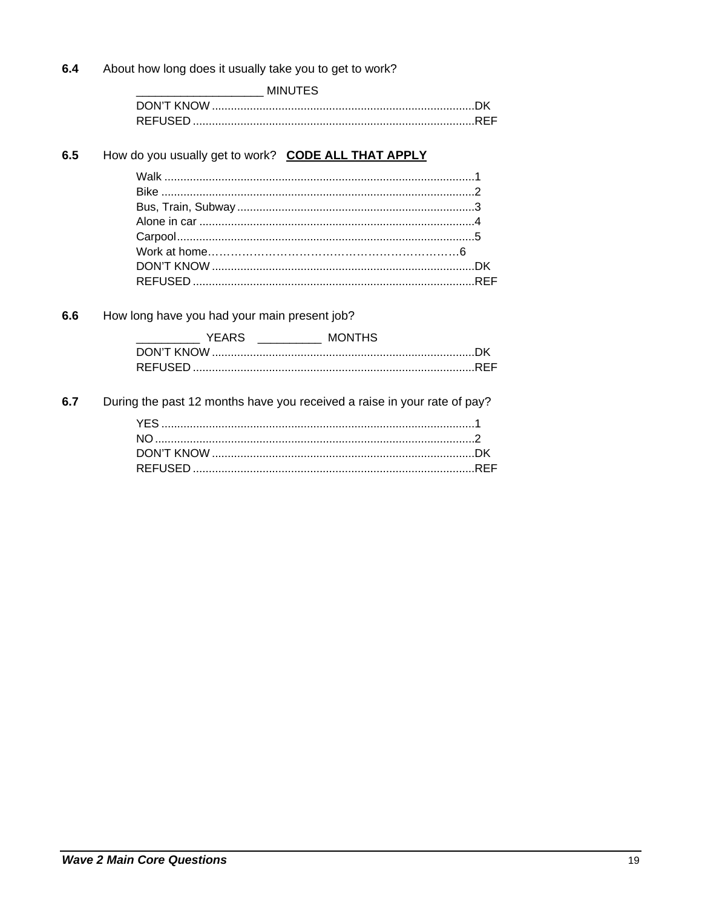**6.4** About how long does it usually take you to get to work?

____________________ MINUTES
DON'T KNOW ..................................................................................DK
REFUSED ........................................................................................REF

**6.5** How do you usually get to work? **CODE ALL THAT APPLY**

Walk .................................................................................................1
Bike ..................................................................................................2
Bus, Train, Subway ...........................................................................3
Alone in car ......................................................................................4
Carpool.............................................................................................5
Work at home……………………………………………………………6
DON'T KNOW ..................................................................................DK
REFUSED ........................................................................................REF

**6.6** How long have you had your main present job?

__________ YEARS __________ MONTHS
DON'T KNOW ..................................................................................DK
REFUSED ........................................................................................REF

**6.7** During the past 12 months have you received a raise in your rate of pay?

YES ..................................................................................................1
NO ....................................................................................................2
DON'T KNOW ..................................................................................DK
REFUSED ........................................................................................REF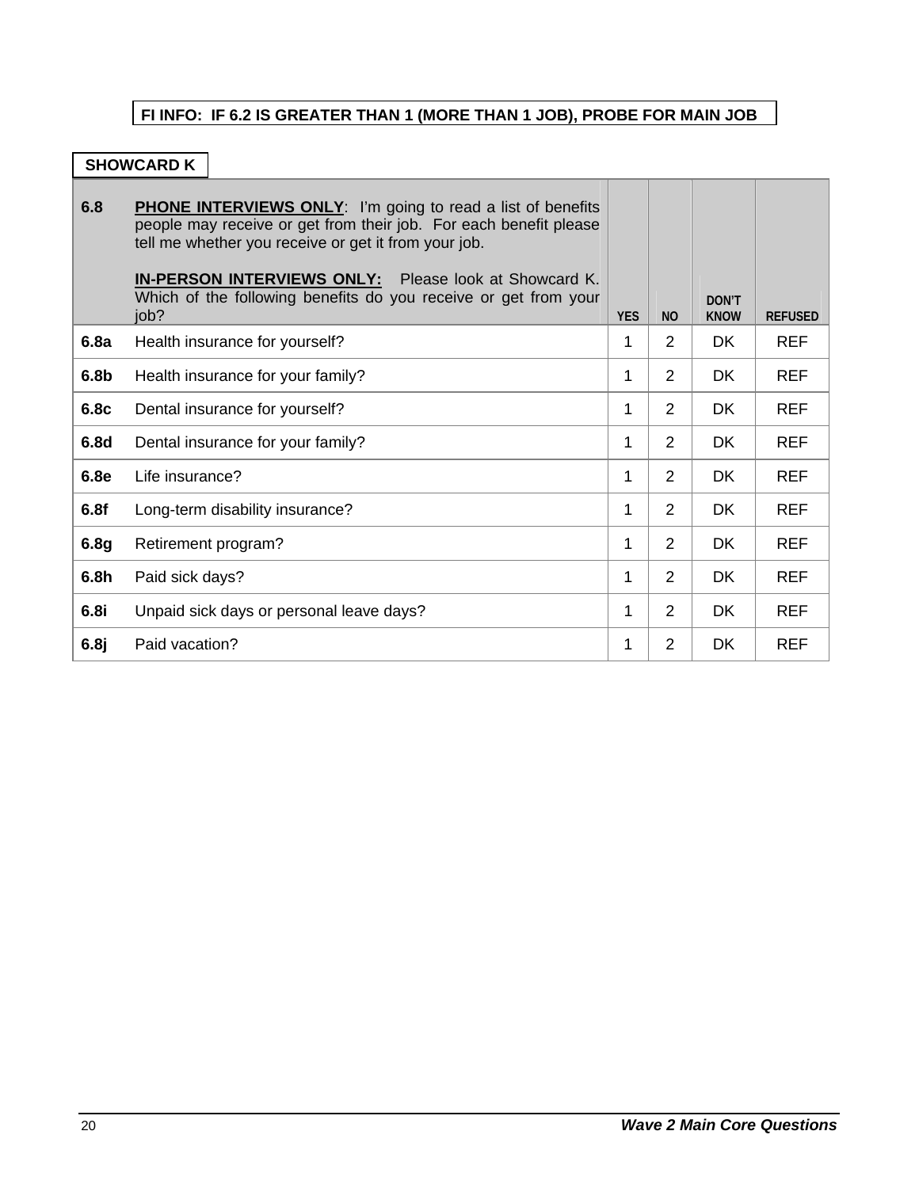**FI INFO: IF 6.2 IS GREATER THAN 1 (MORE THAN 1 JOB), PROBE FOR MAIN JOB**

**SHOWCARD K**

| 6.8 | **PHONE INTERVIEWS ONLY**: I'm going to read a list of benefits people may receive or get from their job. For each benefit please tell me whether you receive or get it from your job.<br><br>**IN-PERSON INTERVIEWS ONLY:** Please look at Showcard K. Which of the following benefits do you receive or get from your job? | YES | NO | DON'T KNOW | REFUSED |
|---|---|---|---|---|---|
| **6.8a** | Health insurance for yourself? | 1 | 2 | DK | REF |
| **6.8b** | Health insurance for your family? | 1 | 2 | DK | REF |
| **6.8c** | Dental insurance for yourself? | 1 | 2 | DK | REF |
| **6.8d** | Dental insurance for your family? | 1 | 2 | DK | REF |
| **6.8e** | Life insurance? | 1 | 2 | DK | REF |
| **6.8f** | Long-term disability insurance? | 1 | 2 | DK | REF |
| **6.8g** | Retirement program? | 1 | 2 | DK | REF |
| **6.8h** | Paid sick days? | 1 | 2 | DK | REF |
| **6.8i** | Unpaid sick days or personal leave days? | 1 | 2 | DK | REF |
| **6.8j** | Paid vacation? | 1 | 2 | DK | REF |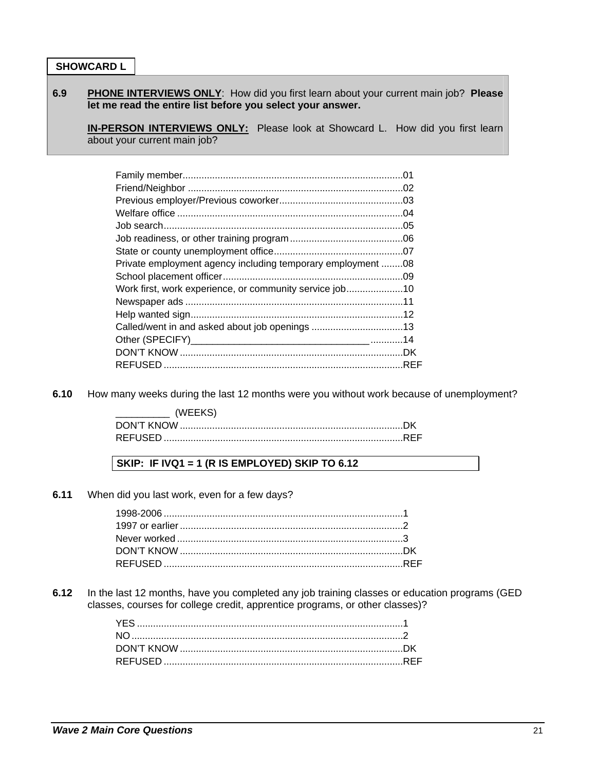**SHOWCARD L**

**6.9** **PHONE INTERVIEWS ONLY**: How did you first learn about your current main job? **Please let me read the entire list before you select your answer.**

**IN-PERSON INTERVIEWS ONLY:** Please look at Showcard L. How did you first learn about your current main job?

| | |
|---|---|
| Family member | 01 |
| Friend/Neighbor | 02 |
| Previous employer/Previous coworker | 03 |
| Welfare office | 04 |
| Job search | 05 |
| Job readiness, or other training program | 06 |
| State or county unemployment office | 07 |
| Private employment agency including temporary employment | 08 |
| School placement officer | 09 |
| Work first, work experience, or community service job | 10 |
| Newspaper ads | 11 |
| Help wanted sign | 12 |
| Called/went in and asked about job openings | 13 |
| Other (SPECIFY)________________________________ | 14 |
| DON'T KNOW | DK |
| REFUSED | REF |

**6.10** How many weeks during the last 12 months were you without work because of unemployment?

| | |
|---|---|
| __________ (WEEKS) | |
| DON'T KNOW | DK |
| REFUSED | REF |

**SKIP: IF IVQ1 = 1 (R IS EMPLOYED) SKIP TO 6.12**

**6.11** When did you last work, even for a few days?

| | |
|---|---|
| 1998-2006 | 1 |
| 1997 or earlier | 2 |
| Never worked | 3 |
| DON'T KNOW | DK |
| REFUSED | REF |

**6.12** In the last 12 months, have you completed any job training classes or education programs (GED classes, courses for college credit, apprentice programs, or other classes)?

| | |
|---|---|
| YES | 1 |
| NO | 2 |
| DON'T KNOW | DK |
| REFUSED | REF |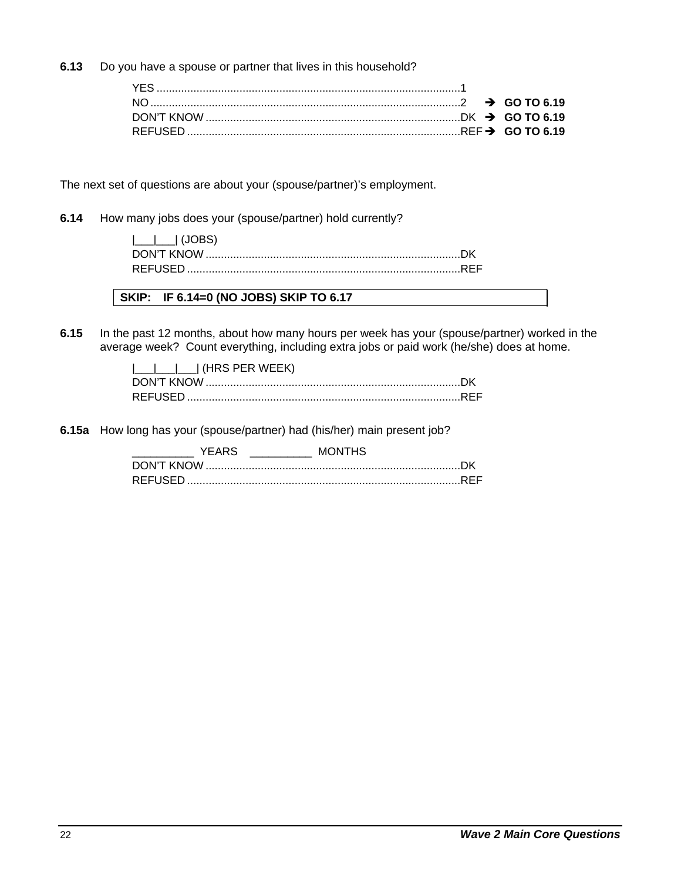**6.13** Do you have a spouse or partner that lives in this household?

YES ...................................................................................................1
NO .....................................................................................................2 ➔ **GO TO 6.19**
DON'T KNOW ...................................................................................DK ➔ **GO TO 6.19**
REFUSED .........................................................................................REF ➔ **GO TO 6.19**

The next set of questions are about your (spouse/partner)'s employment.

**6.14** How many jobs does your (spouse/partner) hold currently?

|___|___| (JOBS)
DON'T KNOW ...................................................................................DK
REFUSED .........................................................................................REF

**SKIP: IF 6.14=0 (NO JOBS) SKIP TO 6.17**

**6.15** In the past 12 months, about how many hours per week has your (spouse/partner) worked in the average week? Count everything, including extra jobs or paid work (he/she) does at home.

|___|___|___| (HRS PER WEEK)
DON'T KNOW ...................................................................................DK
REFUSED .........................................................................................REF

**6.15a** How long has your (spouse/partner) had (his/her) main present job?

__________ YEARS __________ MONTHS
DON'T KNOW ...................................................................................DK
REFUSED .........................................................................................REF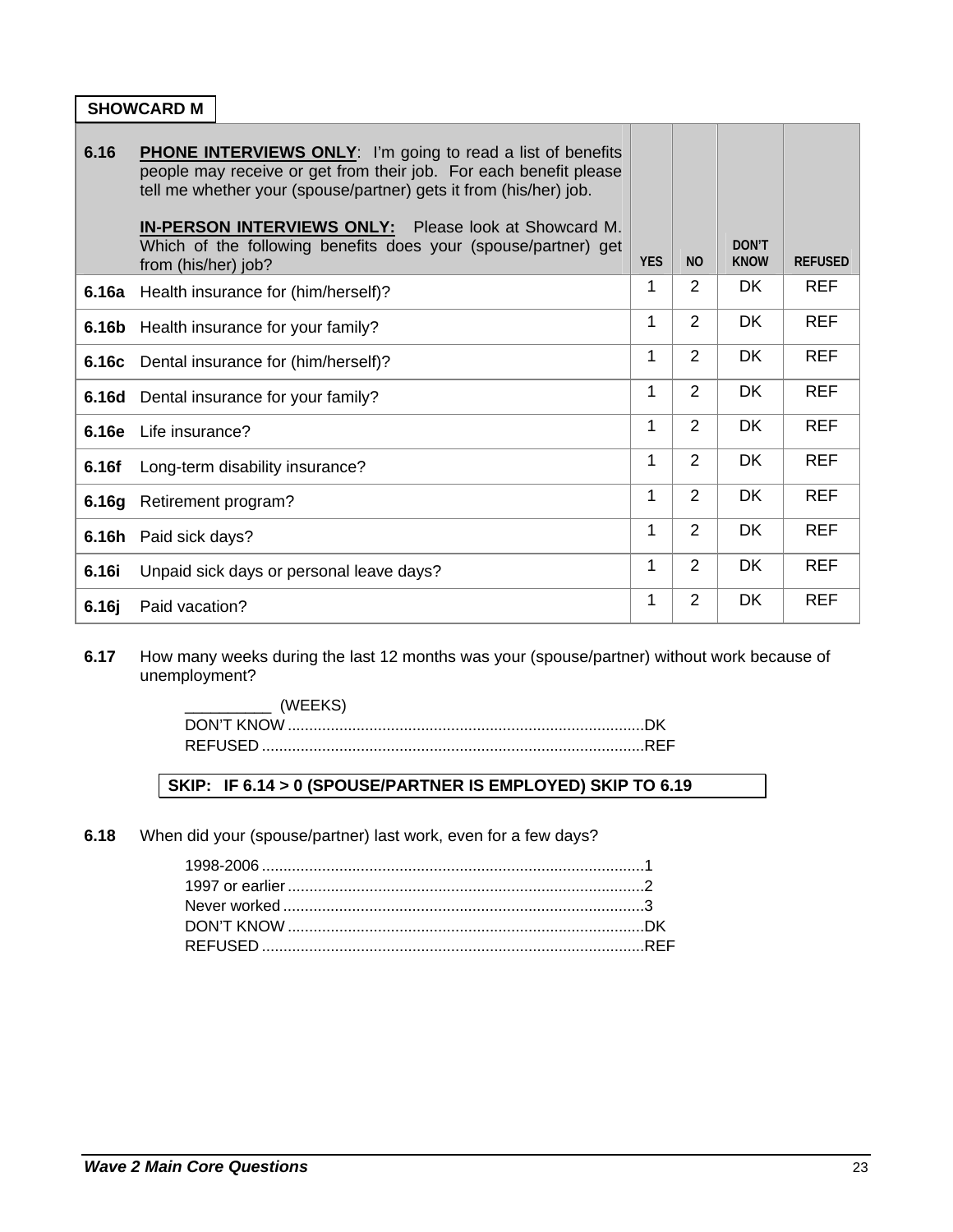**SHOWCARD M**

| 6.16 | **PHONE INTERVIEWS ONLY**: I'm going to read a list of benefits people may receive or get from their job. For each benefit please tell me whether your (spouse/partner) gets it from (his/her) job. <br><br> **IN-PERSON INTERVIEWS ONLY:** Please look at Showcard M. Which of the following benefits does your (spouse/partner) get from (his/her) job? | YES | NO | DON'T KNOW | REFUSED |
|---|---|---|---|---|---|
| **6.16a** | Health insurance for (him/herself)? | 1 | 2 | DK | REF |
| **6.16b** | Health insurance for your family? | 1 | 2 | DK | REF |
| **6.16c** | Dental insurance for (him/herself)? | 1 | 2 | DK | REF |
| **6.16d** | Dental insurance for your family? | 1 | 2 | DK | REF |
| **6.16e** | Life insurance? | 1 | 2 | DK | REF |
| **6.16f** | Long-term disability insurance? | 1 | 2 | DK | REF |
| **6.16g** | Retirement program? | 1 | 2 | DK | REF |
| **6.16h** | Paid sick days? | 1 | 2 | DK | REF |
| **6.16i** | Unpaid sick days or personal leave days? | 1 | 2 | DK | REF |
| **6.16j** | Paid vacation? | 1 | 2 | DK | REF |

**6.17** How many weeks during the last 12 months was your (spouse/partner) without work because of unemployment?

__________ (WEEKS)
DON'T KNOW ..................................................................................DK
REFUSED ........................................................................................REF

**SKIP: IF 6.14 > 0 (SPOUSE/PARTNER IS EMPLOYED) SKIP TO 6.19**

**6.18** When did your (spouse/partner) last work, even for a few days?

1998-2006 .........................................................................................1
1997 or earlier ...................................................................................2
Never worked ....................................................................................3
DON'T KNOW ..................................................................................DK
REFUSED ........................................................................................REF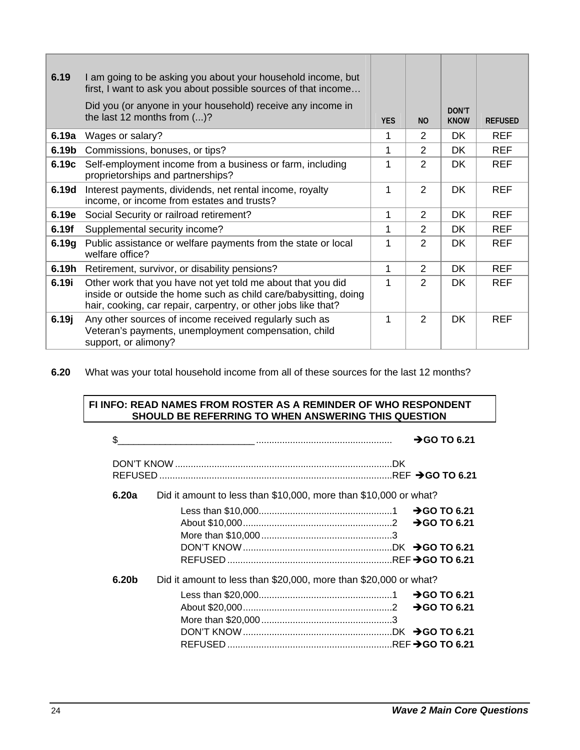| 6.19 | I am going to be asking you about your household income, but first, I want to ask you about possible sources of that income… Did you (or anyone in your household) receive any income in the last 12 months from (...)? | YES | NO | DON'T KNOW | REFUSED |
|---|---|---|---|---|---|
| 6.19a | Wages or salary? | 1 | 2 | DK | REF |
| 6.19b | Commissions, bonuses, or tips? | 1 | 2 | DK | REF |
| 6.19c | Self-employment income from a business or farm, including proprietorships and partnerships? | 1 | 2 | DK | REF |
| 6.19d | Interest payments, dividends, net rental income, royalty income, or income from estates and trusts? | 1 | 2 | DK | REF |
| 6.19e | Social Security or railroad retirement? | 1 | 2 | DK | REF |
| 6.19f | Supplemental security income? | 1 | 2 | DK | REF |
| 6.19g | Public assistance or welfare payments from the state or local welfare office? | 1 | 2 | DK | REF |
| 6.19h | Retirement, survivor, or disability pensions? | 1 | 2 | DK | REF |
| 6.19i | Other work that you have not yet told me about that you did inside or outside the home such as child care/babysitting, doing hair, cooking, car repair, carpentry, or other jobs like that? | 1 | 2 | DK | REF |
| 6.19j | Any other sources of income received regularly such as Veteran's payments, unemployment compensation, child support, or alimony? | 1 | 2 | DK | REF |

**6.20** What was your total household income from all of these sources for the last 12 months?

**FI INFO: READ NAMES FROM ROSTER AS A REMINDER OF WHO RESPONDENT SHOULD BE REFERRING TO WHEN ANSWERING THIS QUESTION**

$__________________________ .................................................. **→GO TO 6.21**

DON'T KNOW ..................................................................................DK
REFUSED .........................................................................................REF **→GO TO 6.21**

**6.20a** Did it amount to less than $10,000, more than $10,000 or what?

- Less than $10,000...................................................1 **→GO TO 6.21**
- About $10,000.........................................................2 **→GO TO 6.21**
- More than $10,000..................................................3
- DON'T KNOW.........................................................DK **→GO TO 6.21**
- REFUSED ...............................................................REF **→GO TO 6.21**

**6.20b** Did it amount to less than $20,000, more than $20,000 or what?

- Less than $20,000...................................................1 **→GO TO 6.21**
- About $20,000.........................................................2 **→GO TO 6.21**
- More than $20,000..................................................3
- DON'T KNOW.........................................................DK **→GO TO 6.21**
- REFUSED ...............................................................REF **→GO TO 6.21**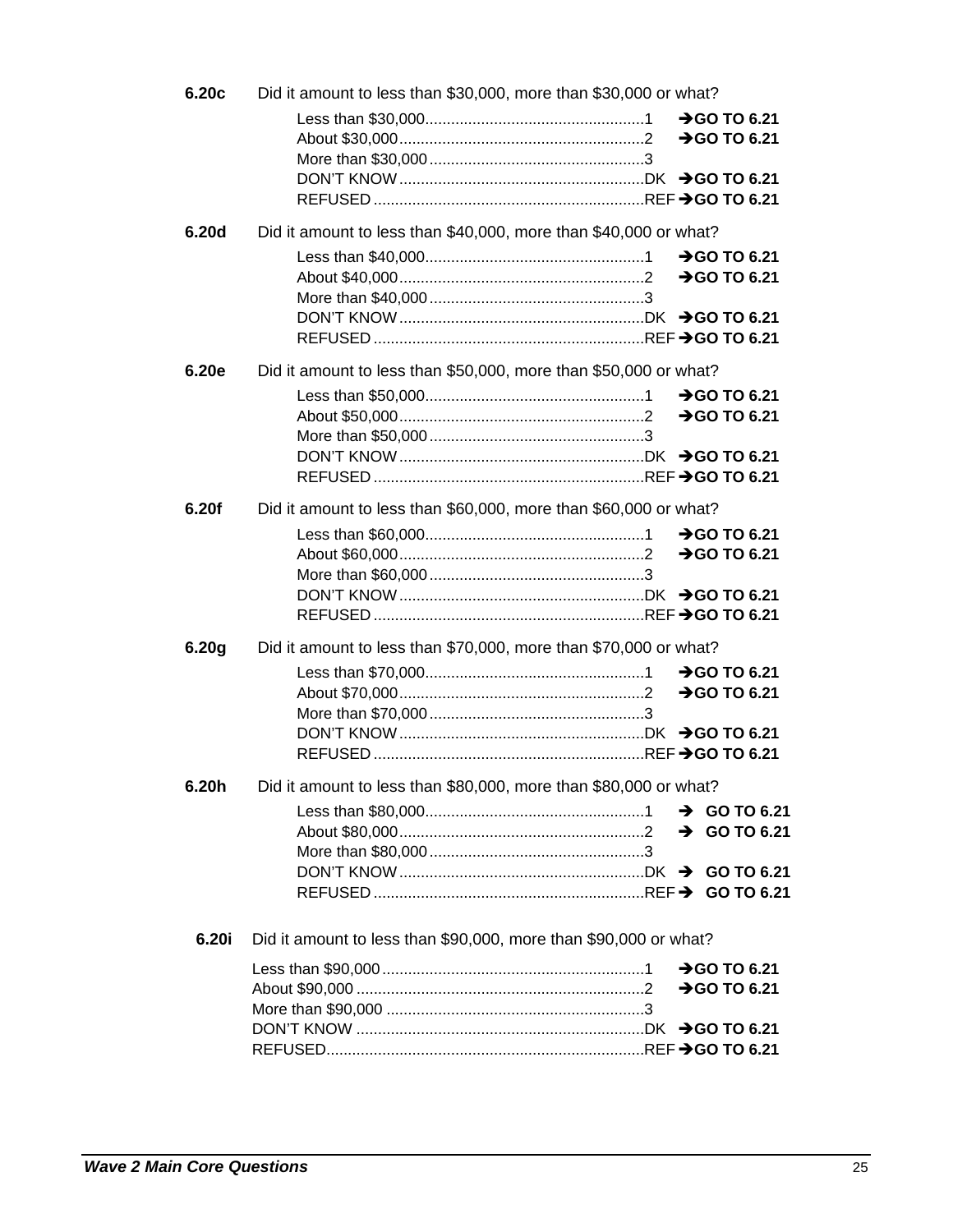**6.20c** Did it amount to less than $30,000, more than $30,000 or what?

- Less than $30,000 ..... 1 ➔GO TO 6.21
- About $30,000 ..... 2 ➔GO TO 6.21
- More than $30,000 ..... 3
- DON'T KNOW ..... DK ➔GO TO 6.21
- REFUSED ..... REF ➔GO TO 6.21

**6.20d** Did it amount to less than $40,000, more than $40,000 or what?

- Less than $40,000 ..... 1 ➔GO TO 6.21
- About $40,000 ..... 2 ➔GO TO 6.21
- More than $40,000 ..... 3
- DON'T KNOW ..... DK ➔GO TO 6.21
- REFUSED ..... REF ➔GO TO 6.21

**6.20e** Did it amount to less than $50,000, more than $50,000 or what?

- Less than $50,000 ..... 1 ➔GO TO 6.21
- About $50,000 ..... 2 ➔GO TO 6.21
- More than $50,000 ..... 3
- DON'T KNOW ..... DK ➔GO TO 6.21
- REFUSED ..... REF ➔GO TO 6.21

**6.20f** Did it amount to less than $60,000, more than $60,000 or what?

- Less than $60,000 ..... 1 ➔GO TO 6.21
- About $60,000 ..... 2 ➔GO TO 6.21
- More than $60,000 ..... 3
- DON'T KNOW ..... DK ➔GO TO 6.21
- REFUSED ..... REF ➔GO TO 6.21

**6.20g** Did it amount to less than $70,000, more than $70,000 or what?

- Less than $70,000 ..... 1 ➔GO TO 6.21
- About $70,000 ..... 2 ➔GO TO 6.21
- More than $70,000 ..... 3
- DON'T KNOW ..... DK ➔GO TO 6.21
- REFUSED ..... REF ➔GO TO 6.21

**6.20h** Did it amount to less than $80,000, more than $80,000 or what?

- Less than $80,000 ..... 1 ➔ GO TO 6.21
- About $80,000 ..... 2 ➔ GO TO 6.21
- More than $80,000 ..... 3
- DON'T KNOW ..... DK ➔ GO TO 6.21
- REFUSED ..... REF ➔ GO TO 6.21

**6.20i** Did it amount to less than $90,000, more than $90,000 or what?

- Less than $90,000 ..... 1 ➔GO TO 6.21
- About $90,000 ..... 2 ➔GO TO 6.21
- More than $90,000 ..... 3
- DON'T KNOW ..... DK ➔GO TO 6.21
- REFUSED ..... REF ➔GO TO 6.21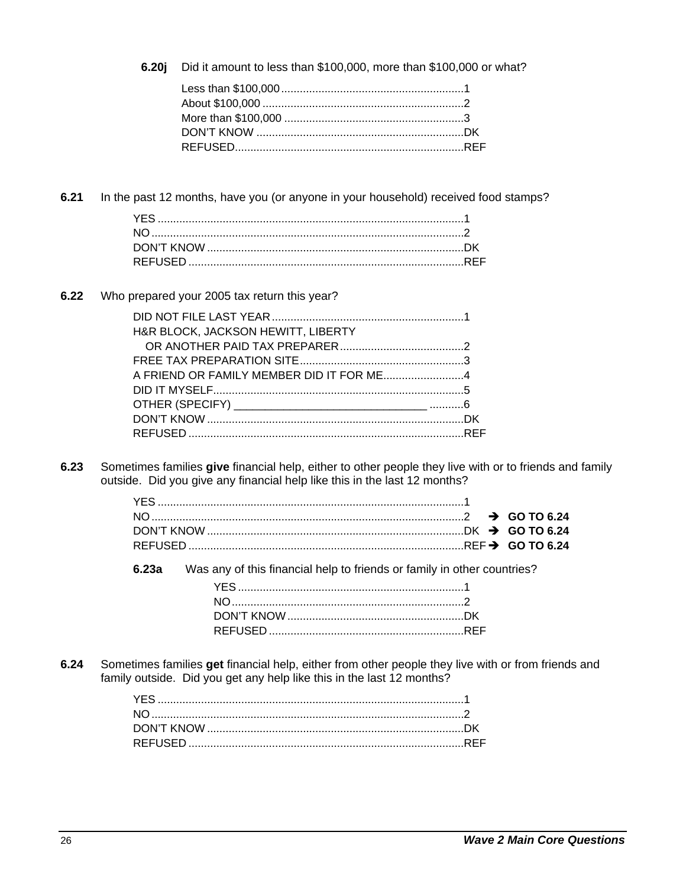**6.20j** Did it amount to less than $100,000, more than $100,000 or what?

Less than $100,000 ........................................................... 1
About $100,000 ................................................................. 2
More than $100,000 .......................................................... 3
DON'T KNOW ................................................................... DK
REFUSED .......................................................................... REF

**6.21** In the past 12 months, have you (or anyone in your household) received food stamps?

YES .................................................................................................. 1
NO .................................................................................................... 2
DON'T KNOW ................................................................................. DK
REFUSED ........................................................................................ REF

**6.22** Who prepared your 2005 tax return this year?

DID NOT FILE LAST YEAR ............................................................. 1
H&R BLOCK, JACKSON HEWITT, LIBERTY
OR ANOTHER PAID TAX PREPARER ........................................ 2
FREE TAX PREPARATION SITE .................................................... 3
A FRIEND OR FAMILY MEMBER DID IT FOR ME .......................... 4
DID IT MYSELF ................................................................................ 5
OTHER (SPECIFY) _______________________________ ........... 6
DON'T KNOW ................................................................................. DK
REFUSED ........................................................................................ REF

**6.23** Sometimes families **give** financial help, either to other people they live with or to friends and family outside. Did you give any financial help like this in the last 12 months?

YES .................................................................................................. 1
NO .................................................................................................... 2 ➔ **GO TO 6.24**
DON'T KNOW ................................................................................. DK ➔ **GO TO 6.24**
REFUSED ........................................................................................ REF ➔ **GO TO 6.24**

**6.23a** Was any of this financial help to friends or family in other countries?

YES ........................................................................ 1
NO .......................................................................... 2
DON'T KNOW ......................................................... DK
REFUSED .............................................................. REF

**6.24** Sometimes families **get** financial help, either from other people they live with or from friends and family outside. Did you get any help like this in the last 12 months?

YES .................................................................................................. 1
NO .................................................................................................... 2
DON'T KNOW ................................................................................. DK
REFUSED ........................................................................................ REF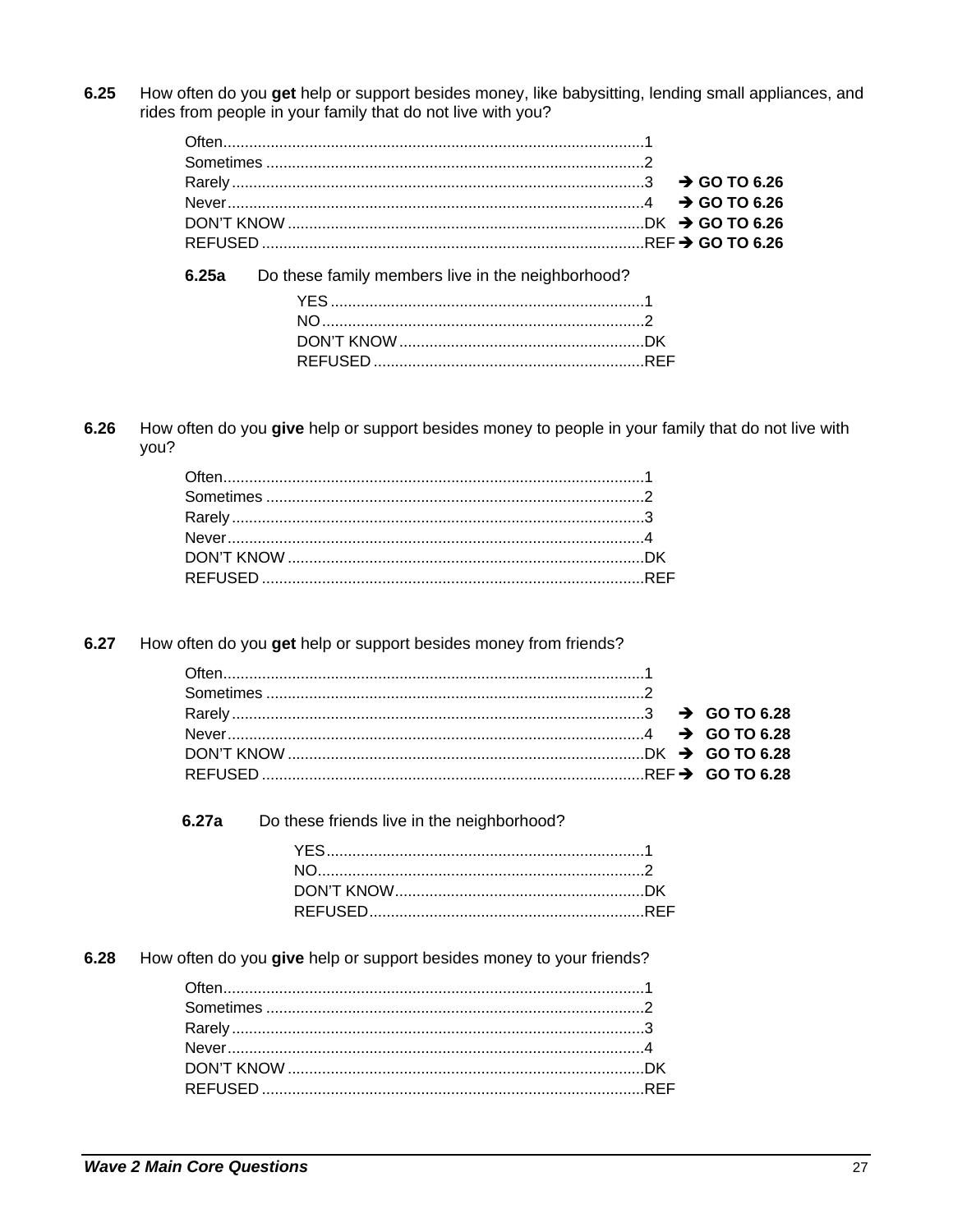**6.25** How often do you **get** help or support besides money, like babysitting, lending small appliances, and rides from people in your family that do not live with you?

| | | |
|---|---|---|
| Often | 1 | |
| Sometimes | 2 | |
| Rarely | 3 | → GO TO 6.26 |
| Never | 4 | → GO TO 6.26 |
| DON'T KNOW | DK | → GO TO 6.26 |
| REFUSED | REF | → GO TO 6.26 |

**6.25a** Do these family members live in the neighborhood?

| | |
|---|---|
| YES | 1 |
| NO | 2 |
| DON'T KNOW | DK |
| REFUSED | REF |

**6.26** How often do you **give** help or support besides money to people in your family that do not live with you?

| | |
|---|---|
| Often | 1 |
| Sometimes | 2 |
| Rarely | 3 |
| Never | 4 |
| DON'T KNOW | DK |
| REFUSED | REF |

**6.27** How often do you **get** help or support besides money from friends?

| | | |
|---|---|---|
| Often | 1 | |
| Sometimes | 2 | |
| Rarely | 3 | → GO TO 6.28 |
| Never | 4 | → GO TO 6.28 |
| DON'T KNOW | DK | → GO TO 6.28 |
| REFUSED | REF | → GO TO 6.28 |

**6.27a** Do these friends live in the neighborhood?

| | |
|---|---|
| YES | 1 |
| NO | 2 |
| DON'T KNOW | DK |
| REFUSED | REF |

**6.28** How often do you **give** help or support besides money to your friends?

| | |
|---|---|
| Often | 1 |
| Sometimes | 2 |
| Rarely | 3 |
| Never | 4 |
| DON'T KNOW | DK |
| REFUSED | REF |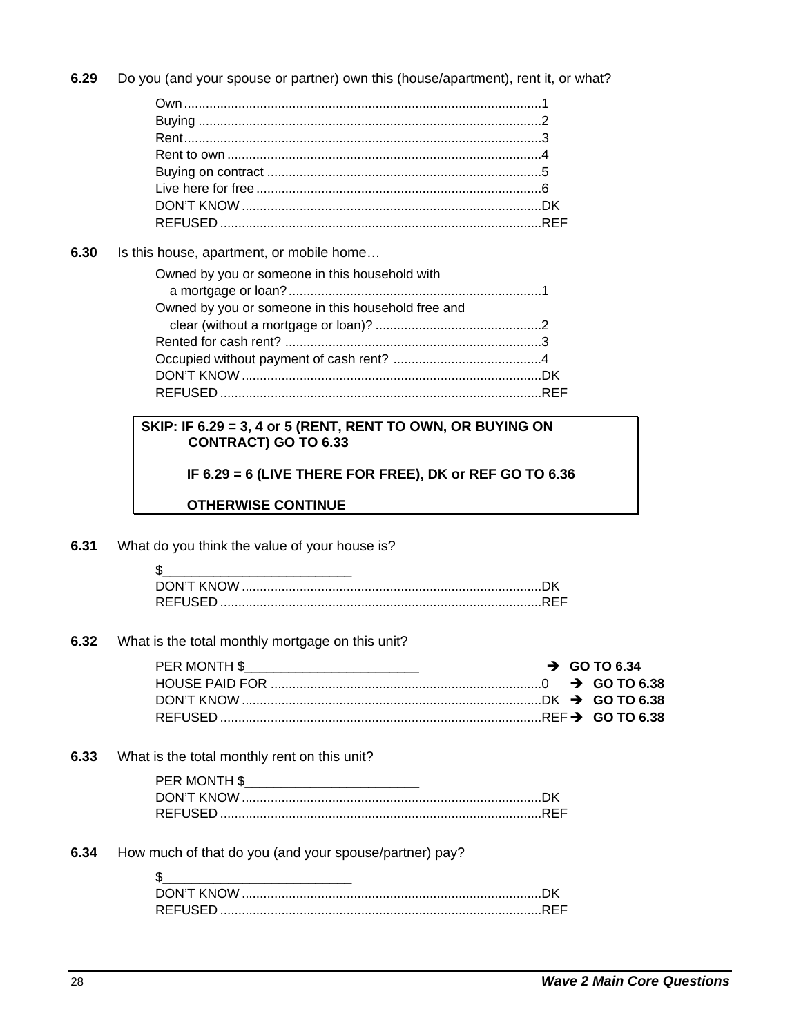**6.29** Do you (and your spouse or partner) own this (house/apartment), rent it, or what?

Own .................................................................................................1
Buying ..............................................................................................2
Rent..................................................................................................3
Rent to own ......................................................................................4
Buying on contract ...........................................................................5
Live here for free ..............................................................................6
DON'T KNOW ..................................................................................DK
REFUSED ........................................................................................REF

**6.30** Is this house, apartment, or mobile home…

Owned by you or someone in this household with a mortgage or loan? .....................................................................1
Owned by you or someone in this household free and clear (without a mortgage or loan)? .............................................2
Rented for cash rent? ......................................................................3
Occupied without payment of cash rent? .........................................4
DON'T KNOW ..................................................................................DK
REFUSED ........................................................................................REF

> **SKIP: IF 6.29 = 3, 4 or 5 (RENT, RENT TO OWN, OR BUYING ON CONTRACT) GO TO 6.33**
>
> **IF 6.29 = 6 (LIVE THERE FOR FREE), DK or REF GO TO 6.36**
>
> **OTHERWISE CONTINUE**

**6.31** What do you think the value of your house is?

$__________________________
DON'T KNOW ..................................................................................DK
REFUSED ........................................................................................REF

**6.32** What is the total monthly mortgage on this unit?

PER MONTH $________________________ → **GO TO 6.34**
HOUSE PAID FOR ..........................................................................0 → **GO TO 6.38**
DON'T KNOW ..................................................................................DK → **GO TO 6.38**
REFUSED ........................................................................................REF → **GO TO 6.38**

**6.33** What is the total monthly rent on this unit?

PER MONTH $________________________
DON'T KNOW ..................................................................................DK
REFUSED ........................................................................................REF

**6.34** How much of that do you (and your spouse/partner) pay?

$__________________________
DON'T KNOW ..................................................................................DK
REFUSED ........................................................................................REF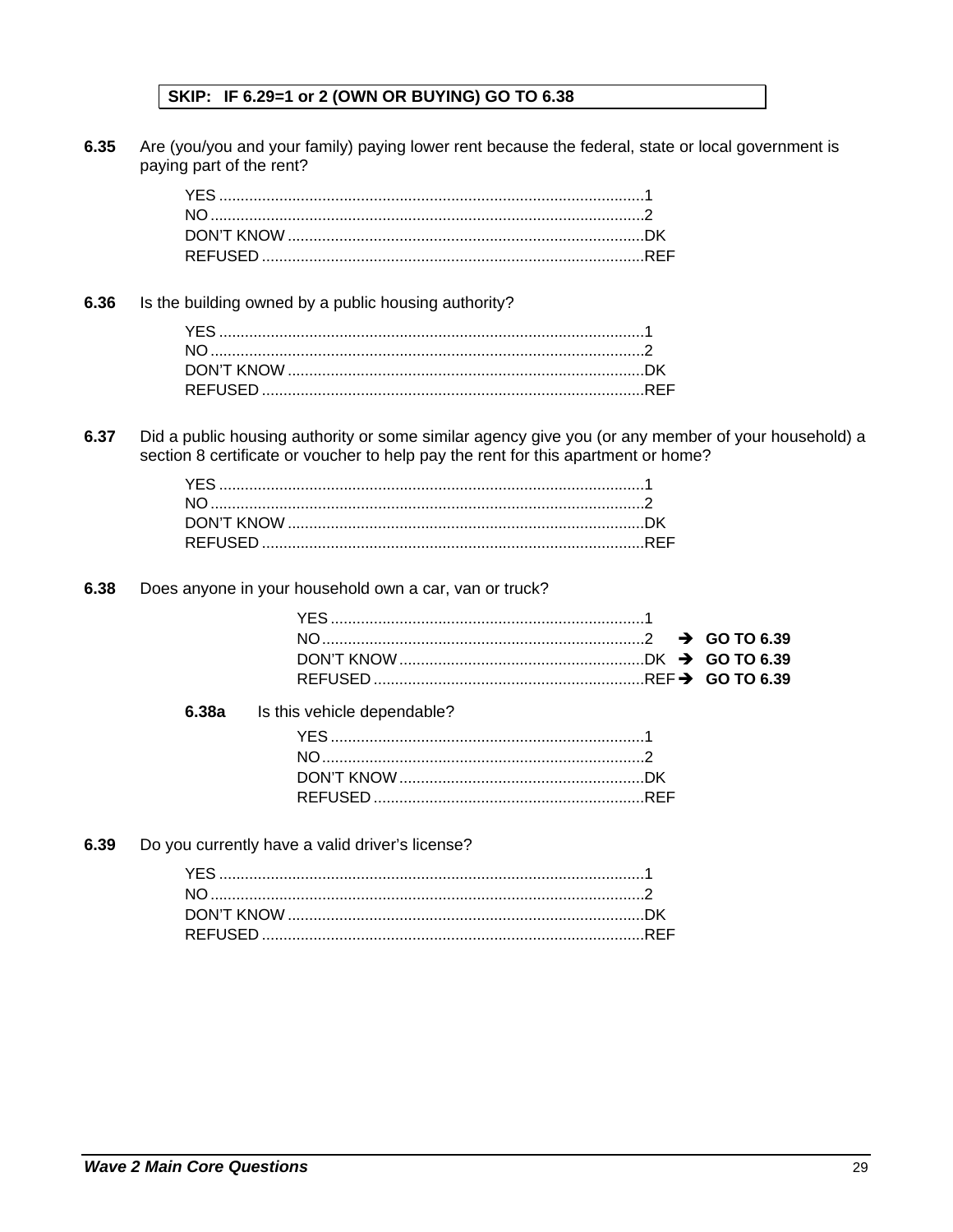**SKIP: IF 6.29=1 or 2 (OWN OR BUYING) GO TO 6.38**

**6.35** Are (you/you and your family) paying lower rent because the federal, state or local government is paying part of the rent?

YES ....................................................................................1
NO ......................................................................................2
DON'T KNOW ....................................................................DK
REFUSED ..........................................................................REF

**6.36** Is the building owned by a public housing authority?

YES ....................................................................................1
NO ......................................................................................2
DON'T KNOW ....................................................................DK
REFUSED ..........................................................................REF

**6.37** Did a public housing authority or some similar agency give you (or any member of your household) a section 8 certificate or voucher to help pay the rent for this apartment or home?

YES ....................................................................................1
NO ......................................................................................2
DON'T KNOW ....................................................................DK
REFUSED ..........................................................................REF

**6.38** Does anyone in your household own a car, van or truck?

YES ..........................................................................1
NO ............................................................................2 → **GO TO 6.39**
DON'T KNOW ...........................................................DK → **GO TO 6.39**
REFUSED .................................................................REF → **GO TO 6.39**

**6.38a** Is this vehicle dependable?

YES ..........................................................................1
NO ............................................................................2
DON'T KNOW ...........................................................DK
REFUSED .................................................................REF

**6.39** Do you currently have a valid driver's license?

YES ....................................................................................1
NO ......................................................................................2
DON'T KNOW ....................................................................DK
REFUSED ..........................................................................REF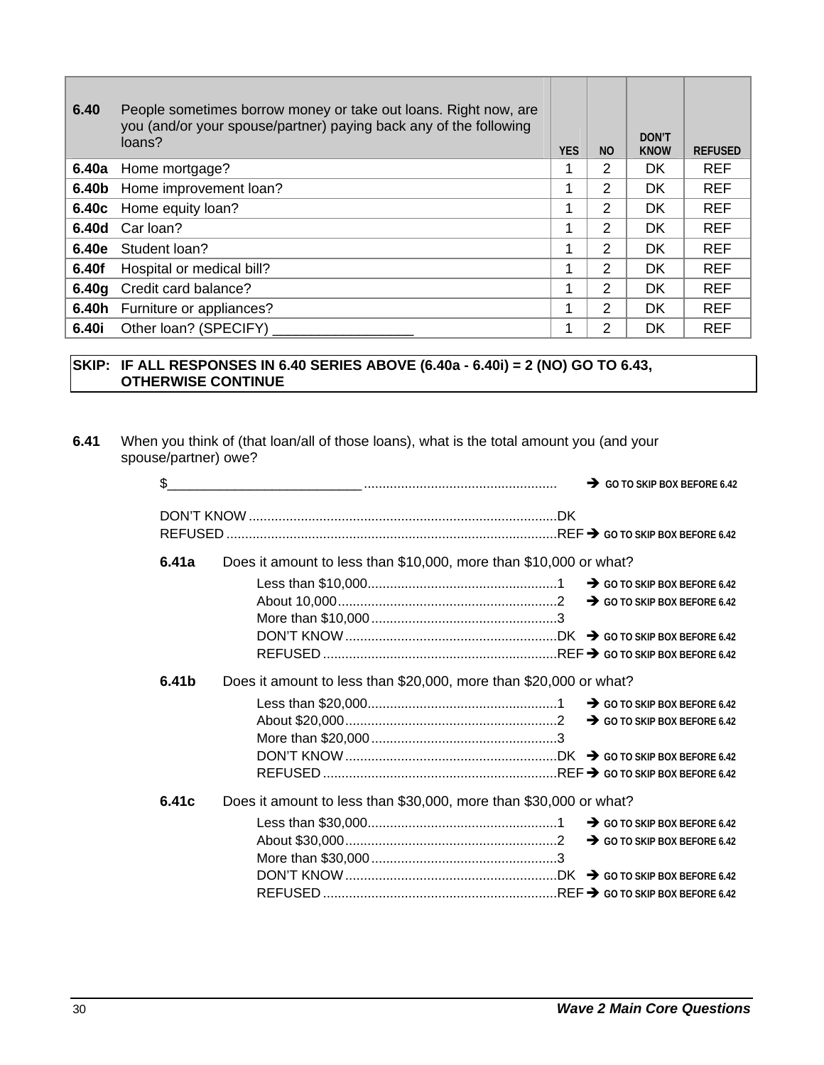| 6.40 | People sometimes borrow money or take out loans. Right now, are you (and/or your spouse/partner) paying back any of the following loans? | YES | NO | DON'T KNOW | REFUSED |
|---|---|---|---|---|---|
| 6.40a | Home mortgage? | 1 | 2 | DK | REF |
| 6.40b | Home improvement loan? | 1 | 2 | DK | REF |
| 6.40c | Home equity loan? | 1 | 2 | DK | REF |
| 6.40d | Car loan? | 1 | 2 | DK | REF |
| 6.40e | Student loan? | 1 | 2 | DK | REF |
| 6.40f | Hospital or medical bill? | 1 | 2 | DK | REF |
| 6.40g | Credit card balance? | 1 | 2 | DK | REF |
| 6.40h | Furniture or appliances? | 1 | 2 | DK | REF |
| 6.40i | Other loan? (SPECIFY) __________________ | 1 | 2 | DK | REF |

**SKIP: IF ALL RESPONSES IN 6.40 SERIES ABOVE (6.40a - 6.40i) = 2 (NO) GO TO 6.43, OTHERWISE CONTINUE**

**6.41** When you think of (that loan/all of those loans), what is the total amount you (and your spouse/partner) owe?

$__________________________ .................................................... ➔ GO TO SKIP BOX BEFORE 6.42

DON'T KNOW ..................................................................................DK
REFUSED ........................................................................................REF ➔ GO TO SKIP BOX BEFORE 6.42

**6.41a** Does it amount to less than $10,000, more than $10,000 or what?

- Less than $10,000...................................................1 ➔ GO TO SKIP BOX BEFORE 6.42
- About 10,000...........................................................2 ➔ GO TO SKIP BOX BEFORE 6.42
- More than $10,000..................................................3
- DON'T KNOW.........................................................DK ➔ GO TO SKIP BOX BEFORE 6.42
- REFUSED ...............................................................REF ➔ GO TO SKIP BOX BEFORE 6.42

**6.41b** Does it amount to less than $20,000, more than $20,000 or what?

- Less than $20,000...................................................1 ➔ GO TO SKIP BOX BEFORE 6.42
- About $20,000.........................................................2 ➔ GO TO SKIP BOX BEFORE 6.42
- More than $20,000..................................................3
- DON'T KNOW.........................................................DK ➔ GO TO SKIP BOX BEFORE 6.42
- REFUSED ...............................................................REF ➔ GO TO SKIP BOX BEFORE 6.42

**6.41c** Does it amount to less than $30,000, more than $30,000 or what?

- Less than $30,000...................................................1 ➔ GO TO SKIP BOX BEFORE 6.42
- About $30,000.........................................................2 ➔ GO TO SKIP BOX BEFORE 6.42
- More than $30,000..................................................3
- DON'T KNOW.........................................................DK ➔ GO TO SKIP BOX BEFORE 6.42
- REFUSED ...............................................................REF ➔ GO TO SKIP BOX BEFORE 6.42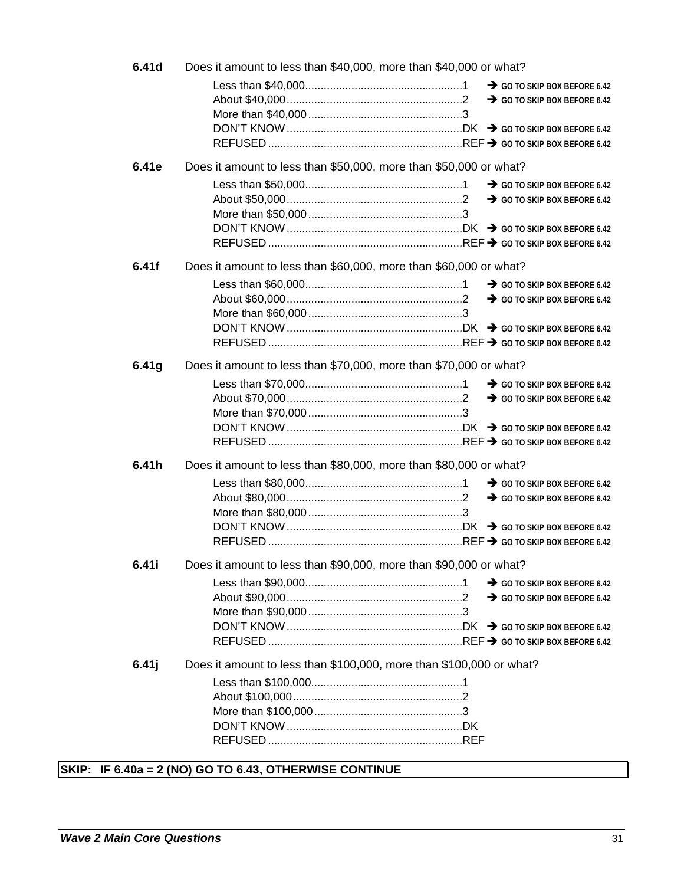**6.41d** Does it amount to less than $40,000, more than $40,000 or what?

- Less than $40,000 ....... 1 ➔ GO TO SKIP BOX BEFORE 6.42
- About $40,000 ....... 2 ➔ GO TO SKIP BOX BEFORE 6.42
- More than $40,000 ....... 3
- DON'T KNOW ....... DK ➔ GO TO SKIP BOX BEFORE 6.42
- REFUSED ....... REF ➔ GO TO SKIP BOX BEFORE 6.42

**6.41e** Does it amount to less than $50,000, more than $50,000 or what?

- Less than $50,000 ....... 1 ➔ GO TO SKIP BOX BEFORE 6.42
- About $50,000 ....... 2 ➔ GO TO SKIP BOX BEFORE 6.42
- More than $50,000 ....... 3
- DON'T KNOW ....... DK ➔ GO TO SKIP BOX BEFORE 6.42
- REFUSED ....... REF ➔ GO TO SKIP BOX BEFORE 6.42

**6.41f** Does it amount to less than $60,000, more than $60,000 or what?

- Less than $60,000 ....... 1 ➔ GO TO SKIP BOX BEFORE 6.42
- About $60,000 ....... 2 ➔ GO TO SKIP BOX BEFORE 6.42
- More than $60,000 ....... 3
- DON'T KNOW ....... DK ➔ GO TO SKIP BOX BEFORE 6.42
- REFUSED ....... REF ➔ GO TO SKIP BOX BEFORE 6.42

**6.41g** Does it amount to less than $70,000, more than $70,000 or what?

- Less than $70,000 ....... 1 ➔ GO TO SKIP BOX BEFORE 6.42
- About $70,000 ....... 2 ➔ GO TO SKIP BOX BEFORE 6.42
- More than $70,000 ....... 3
- DON'T KNOW ....... DK ➔ GO TO SKIP BOX BEFORE 6.42
- REFUSED ....... REF ➔ GO TO SKIP BOX BEFORE 6.42

**6.41h** Does it amount to less than $80,000, more than $80,000 or what?

- Less than $80,000 ....... 1 ➔ GO TO SKIP BOX BEFORE 6.42
- About $80,000 ....... 2 ➔ GO TO SKIP BOX BEFORE 6.42
- More than $80,000 ....... 3
- DON'T KNOW ....... DK ➔ GO TO SKIP BOX BEFORE 6.42
- REFUSED ....... REF ➔ GO TO SKIP BOX BEFORE 6.42

**6.41i** Does it amount to less than $90,000, more than $90,000 or what?

- Less than $90,000 ....... 1 ➔ GO TO SKIP BOX BEFORE 6.42
- About $90,000 ....... 2 ➔ GO TO SKIP BOX BEFORE 6.42
- More than $90,000 ....... 3
- DON'T KNOW ....... DK ➔ GO TO SKIP BOX BEFORE 6.42
- REFUSED ....... REF ➔ GO TO SKIP BOX BEFORE 6.42

**6.41j** Does it amount to less than $100,000, more than $100,000 or what?

- Less than $100,000 ....... 1
- About $100,000 ....... 2
- More than $100,000 ....... 3
- DON'T KNOW ....... DK
- REFUSED ....... REF

| **SKIP: IF 6.40a = 2 (NO) GO TO 6.43, OTHERWISE CONTINUE** |
|---|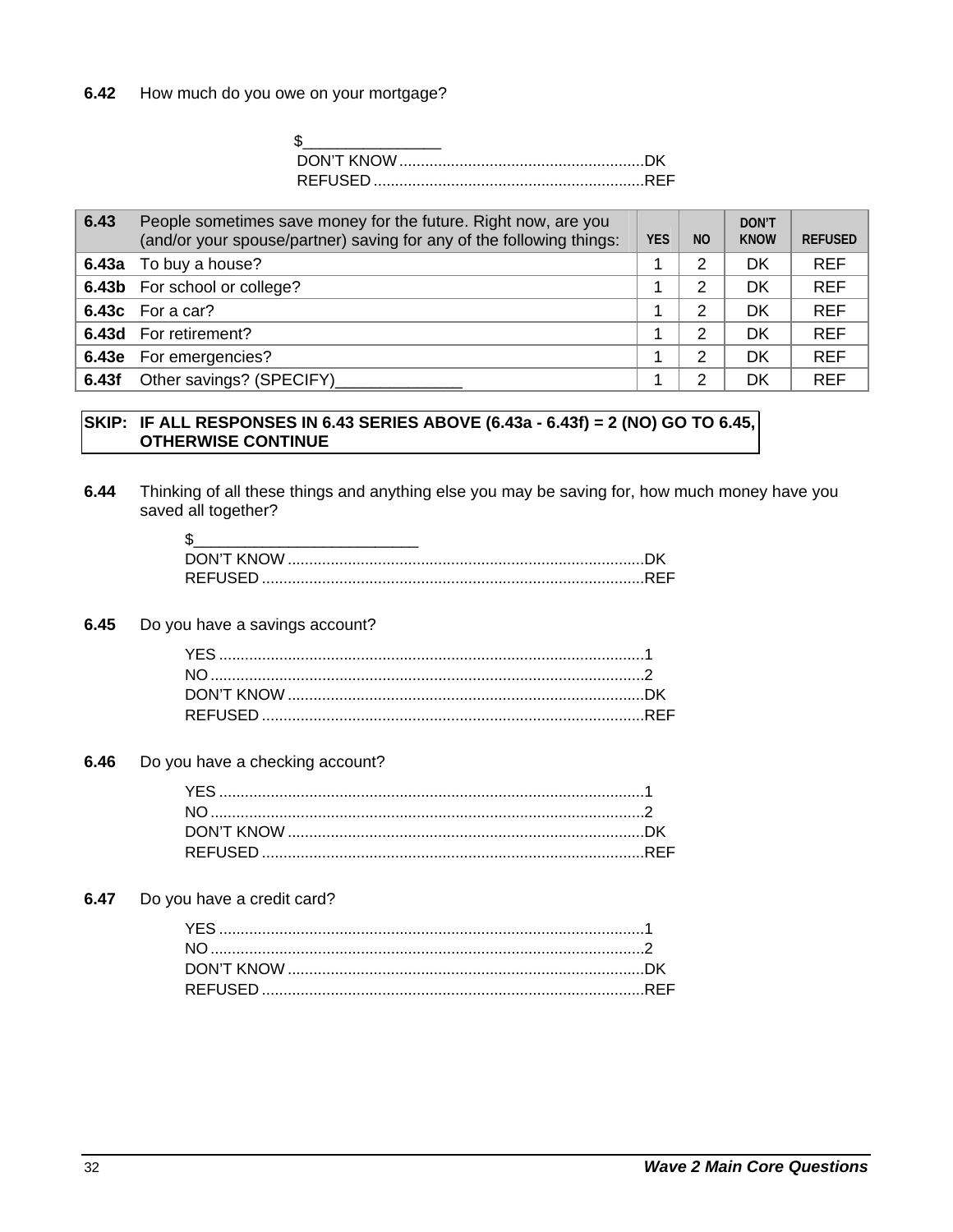**6.42** How much do you owe on your mortgage?

$________________
DON'T KNOW ........................................................DK
REFUSED ..............................................................REF

| 6.43 | People sometimes save money for the future. Right now, are you (and/or your spouse/partner) saving for any of the following things: | YES | NO | DON'T KNOW | REFUSED |
|---|---|---|---|---|---|
| 6.43a | To buy a house? | 1 | 2 | DK | REF |
| 6.43b | For school or college? | 1 | 2 | DK | REF |
| 6.43c | For a car? | 1 | 2 | DK | REF |
| 6.43d | For retirement? | 1 | 2 | DK | REF |
| 6.43e | For emergencies? | 1 | 2 | DK | REF |
| 6.43f | Other savings? (SPECIFY)______________ | 1 | 2 | DK | REF |

**SKIP: IF ALL RESPONSES IN 6.43 SERIES ABOVE (6.43a - 6.43f) = 2 (NO) GO TO 6.45, OTHERWISE CONTINUE**

**6.44** Thinking of all these things and anything else you may be saving for, how much money have you saved all together?

$__________________________
DON'T KNOW ..................................................................................DK
REFUSED ........................................................................................REF

**6.45** Do you have a savings account?

YES ..................................................................................................1
NO ....................................................................................................2
DON'T KNOW ..................................................................................DK
REFUSED ........................................................................................REF

**6.46** Do you have a checking account?

YES ..................................................................................................1
NO ....................................................................................................2
DON'T KNOW ..................................................................................DK
REFUSED ........................................................................................REF

**6.47** Do you have a credit card?

YES ..................................................................................................1
NO ....................................................................................................2
DON'T KNOW ..................................................................................DK
REFUSED ........................................................................................REF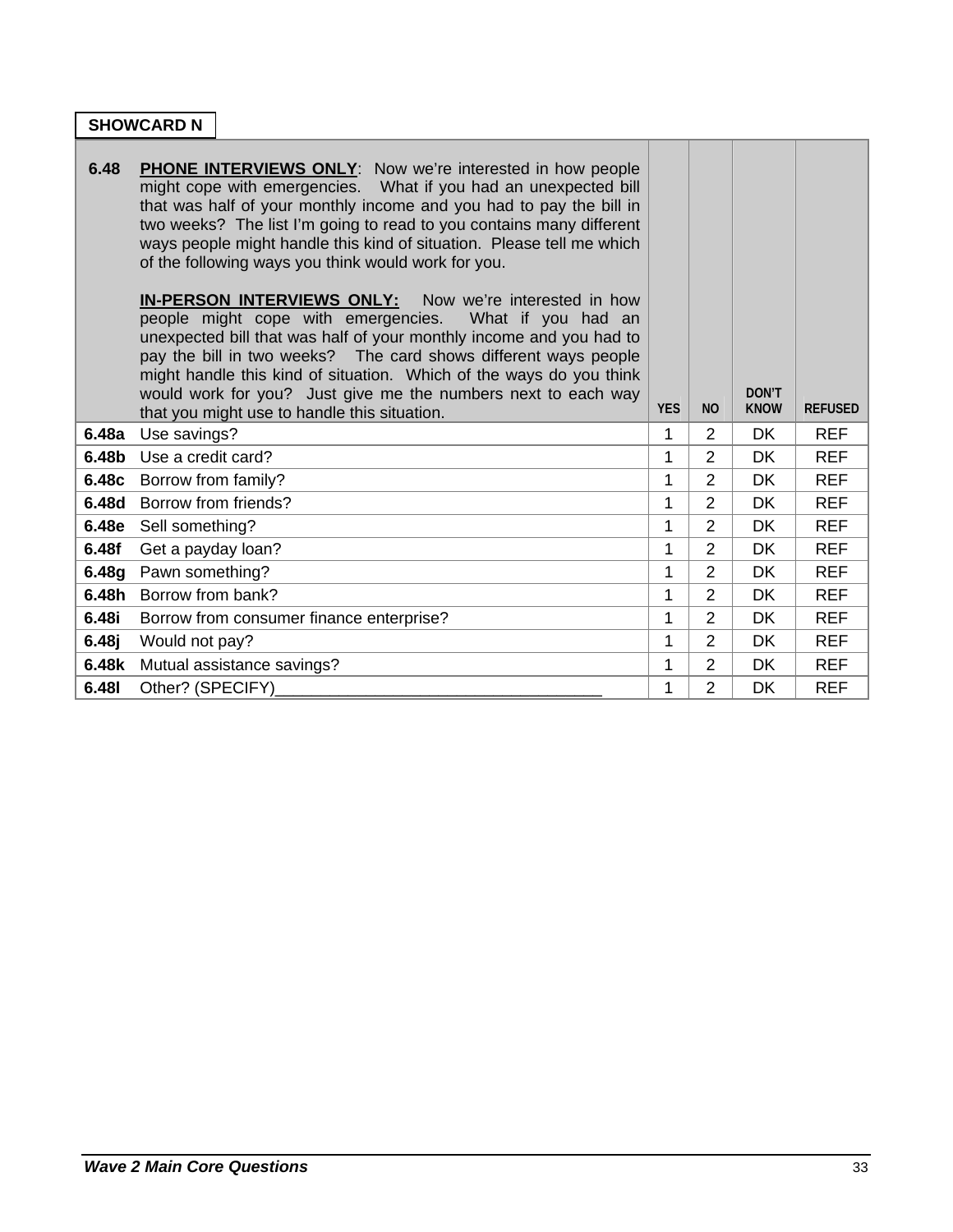**SHOWCARD N**

| 6.48 | **PHONE INTERVIEWS ONLY**: Now we're interested in how people might cope with emergencies. What if you had an unexpected bill that was half of your monthly income and you had to pay the bill in two weeks? The list I'm going to read to you contains many different ways people might handle this kind of situation. Please tell me which of the following ways you think would work for you.<br><br>**IN-PERSON INTERVIEWS ONLY:** Now we're interested in how people might cope with emergencies. What if you had an unexpected bill that was half of your monthly income and you had to pay the bill in two weeks? The card shows different ways people might handle this kind of situation. Which of the ways do you think would work for you? Just give me the numbers next to each way that you might use to handle this situation. | YES | NO | DON'T KNOW | REFUSED |
|---|---|---|---|---|---|
| **6.48a** | Use savings? | 1 | 2 | DK | REF |
| **6.48b** | Use a credit card? | 1 | 2 | DK | REF |
| **6.48c** | Borrow from family? | 1 | 2 | DK | REF |
| **6.48d** | Borrow from friends? | 1 | 2 | DK | REF |
| **6.48e** | Sell something? | 1 | 2 | DK | REF |
| **6.48f** | Get a payday loan? | 1 | 2 | DK | REF |
| **6.48g** | Pawn something? | 1 | 2 | DK | REF |
| **6.48h** | Borrow from bank? | 1 | 2 | DK | REF |
| **6.48i** | Borrow from consumer finance enterprise? | 1 | 2 | DK | REF |
| **6.48j** | Would not pay? | 1 | 2 | DK | REF |
| **6.48k** | Mutual assistance savings? | 1 | 2 | DK | REF |
| **6.48l** | Other? (SPECIFY)___________________________________ | 1 | 2 | DK | REF |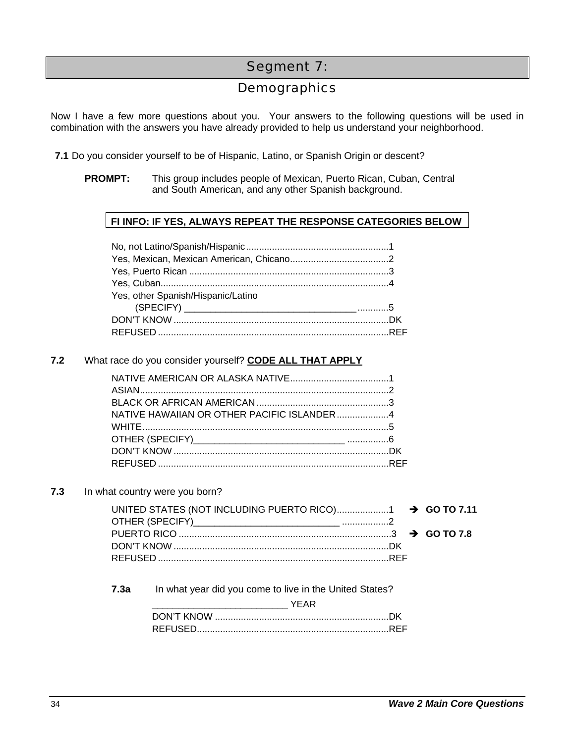# Segment 7:

## Demographics

Now I have a few more questions about you. Your answers to the following questions will be used in combination with the answers you have already provided to help us understand your neighborhood.

**7.1** Do you consider yourself to be of Hispanic, Latino, or Spanish Origin or descent?

**PROMPT:** This group includes people of Mexican, Puerto Rican, Cuban, Central and South American, and any other Spanish background.

**FI INFO: IF YES, ALWAYS REPEAT THE RESPONSE CATEGORIES BELOW**

- No, not Latino/Spanish/Hispanic........................................................1
- Yes, Mexican, Mexican American, Chicano......................................2
- Yes, Puerto Rican ............................................................................3
- Yes, Cuban.......................................................................................4
- Yes, other Spanish/Hispanic/Latino
  (SPECIFY) _________________________________ ............5
- DON'T KNOW ..................................................................................DK
- REFUSED ........................................................................................REF

**7.2** What race do you consider yourself? **CODE ALL THAT APPLY**

- NATIVE AMERICAN OR ALASKA NATIVE......................................1
- ASIAN...............................................................................................2
- BLACK OR AFRICAN AMERICAN ...................................................3
- NATIVE HAWAIIAN OR OTHER PACIFIC ISLANDER ....................4
- WHITE..............................................................................................5
- OTHER (SPECIFY)_____________________________ ................6
- DON'T KNOW ..................................................................................DK
- REFUSED ........................................................................................REF

**7.3** In what country were you born?

- UNITED STATES (NOT INCLUDING PUERTO RICO)....................1 ➔ **GO TO 7.11**
- OTHER (SPECIFY)____________________________ ..................2
- PUERTO RICO .................................................................................3 ➔ **GO TO 7.8**
- DON'T KNOW ..................................................................................DK
- REFUSED ........................................................................................REF

**7.3a** In what year did you come to live in the United States?

- __________________________ YEAR
- DON'T KNOW ..................................................................DK
- REFUSED.........................................................................REF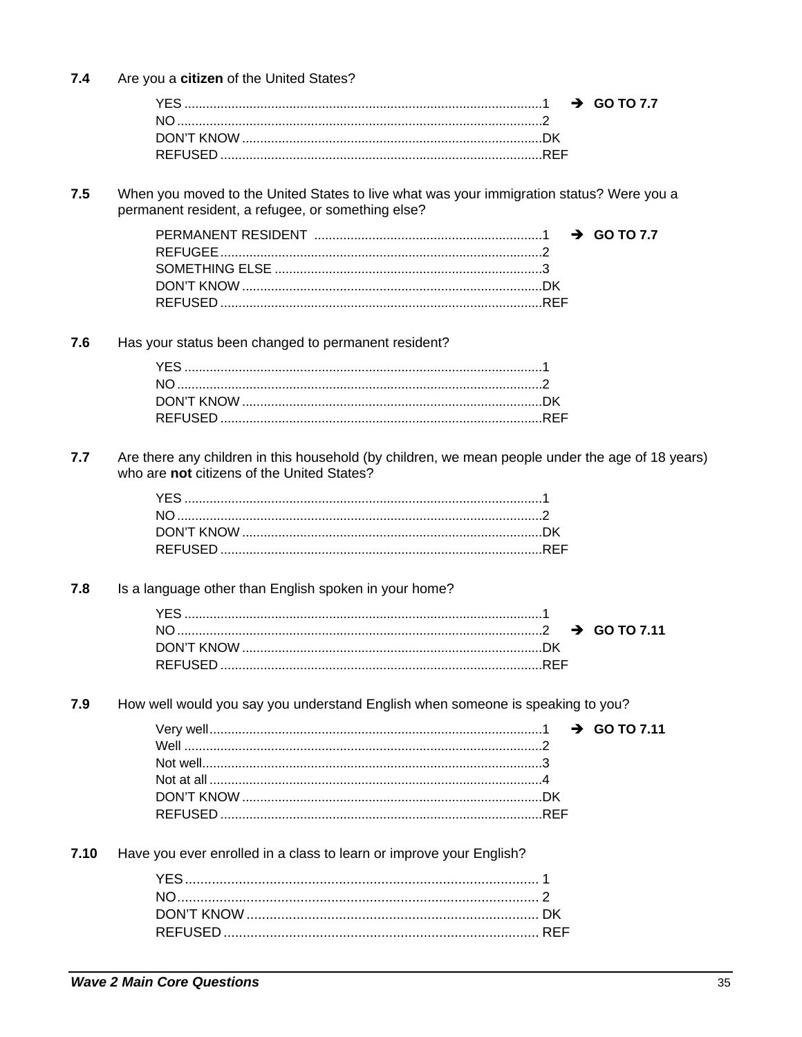**7.4** Are you a **citizen** of the United States?

| | | |
|---|---|---|
| YES | 1 | → **GO TO 7.7** |
| NO | 2 | |
| DON'T KNOW | DK | |
| REFUSED | REF | |

**7.5** When you moved to the United States to live what was your immigration status? Were you a permanent resident, a refugee, or something else?

| | | |
|---|---|---|
| PERMANENT RESIDENT | 1 | → **GO TO 7.7** |
| REFUGEE | 2 | |
| SOMETHING ELSE | 3 | |
| DON'T KNOW | DK | |
| REFUSED | REF | |

**7.6** Has your status been changed to permanent resident?

| | |
|---|---|
| YES | 1 |
| NO | 2 |
| DON'T KNOW | DK |
| REFUSED | REF |

**7.7** Are there any children in this household (by children, we mean people under the age of 18 years) who are **not** citizens of the United States?

| | |
|---|---|
| YES | 1 |
| NO | 2 |
| DON'T KNOW | DK |
| REFUSED | REF |

**7.8** Is a language other than English spoken in your home?

| | | |
|---|---|---|
| YES | 1 | |
| NO | 2 | → **GO TO 7.11** |
| DON'T KNOW | DK | |
| REFUSED | REF | |

**7.9** How well would you say you understand English when someone is speaking to you?

| | | |
|---|---|---|
| Very well | 1 | → **GO TO 7.11** |
| Well | 2 | |
| Not well | 3 | |
| Not at all | 4 | |
| DON'T KNOW | DK | |
| REFUSED | REF | |

**7.10** Have you ever enrolled in a class to learn or improve your English?

| | |
|---|---|
| YES | 1 |
| NO | 2 |
| DON'T KNOW | DK |
| REFUSED | REF |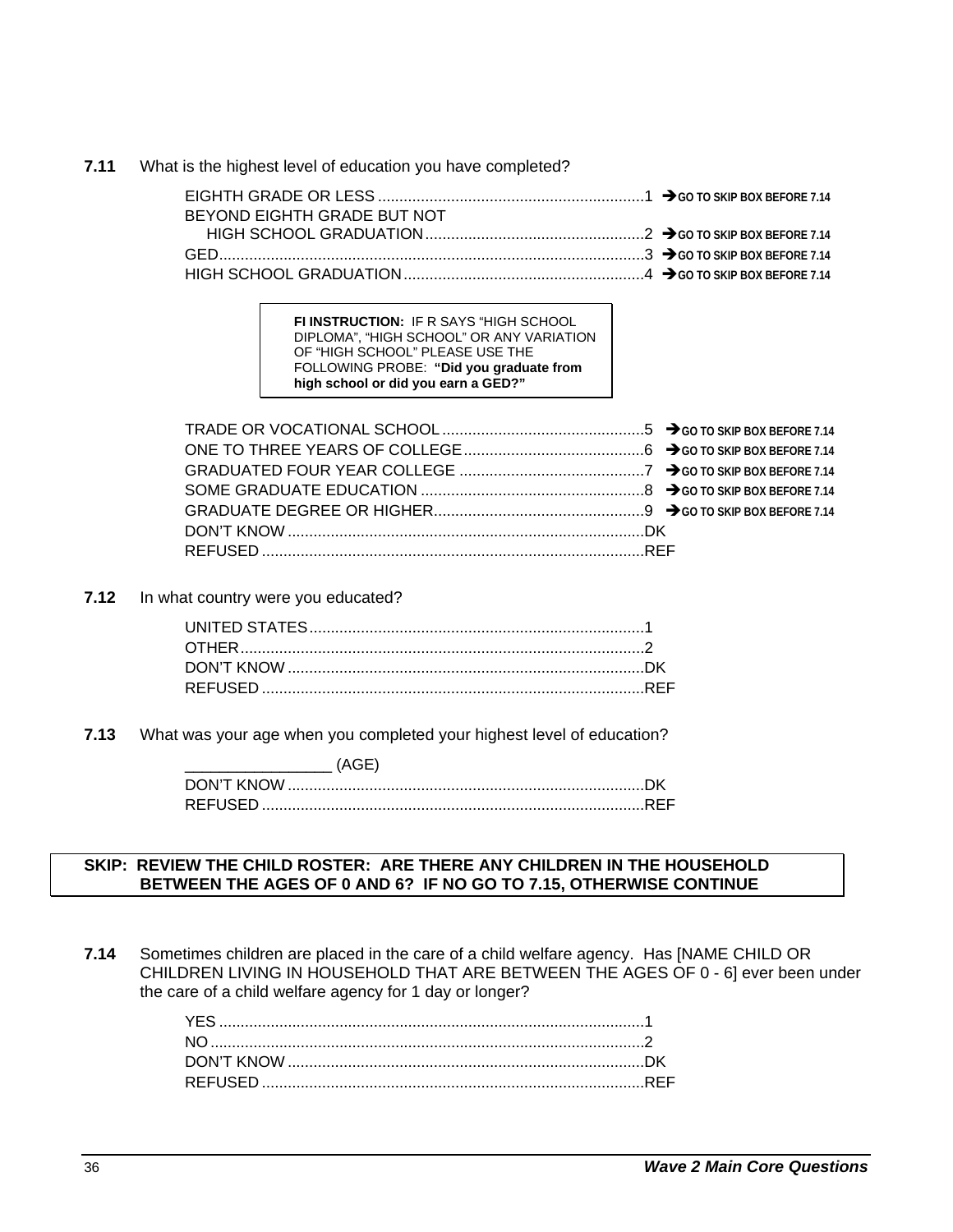**7.11** What is the highest level of education you have completed?

- EIGHTH GRADE OR LESS ............................................................1 ➔ GO TO SKIP BOX BEFORE 7.14
- BEYOND EIGHTH GRADE BUT NOT HIGH SCHOOL GRADUATION ..................................................2 ➔ GO TO SKIP BOX BEFORE 7.14
- GED..................................................................................................3 ➔ GO TO SKIP BOX BEFORE 7.14
- HIGH SCHOOL GRADUATION........................................................4 ➔ GO TO SKIP BOX BEFORE 7.14

> **FI INSTRUCTION:** IF R SAYS "HIGH SCHOOL DIPLOMA", "HIGH SCHOOL" OR ANY VARIATION OF "HIGH SCHOOL" PLEASE USE THE FOLLOWING PROBE: **"Did you graduate from high school or did you earn a GED?"**

- TRADE OR VOCATIONAL SCHOOL ...............................................5 ➔ GO TO SKIP BOX BEFORE 7.14
- ONE TO THREE YEARS OF COLLEGE..........................................6 ➔ GO TO SKIP BOX BEFORE 7.14
- GRADUATED FOUR YEAR COLLEGE ...........................................7 ➔ GO TO SKIP BOX BEFORE 7.14
- SOME GRADUATE EDUCATION ....................................................8 ➔ GO TO SKIP BOX BEFORE 7.14
- GRADUATE DEGREE OR HIGHER.................................................9 ➔ GO TO SKIP BOX BEFORE 7.14
- DON'T KNOW ..................................................................................DK
- REFUSED ........................................................................................REF

**7.12** In what country were you educated?

- UNITED STATES.............................................................................1
- OTHER.............................................................................................2
- DON'T KNOW ..................................................................................DK
- REFUSED ........................................................................................REF

**7.13** What was your age when you completed your highest level of education?

- _________________ (AGE)
- DON'T KNOW ..................................................................................DK
- REFUSED ........................................................................................REF

> **SKIP: REVIEW THE CHILD ROSTER: ARE THERE ANY CHILDREN IN THE HOUSEHOLD BETWEEN THE AGES OF 0 AND 6? IF NO GO TO 7.15, OTHERWISE CONTINUE**

**7.14** Sometimes children are placed in the care of a child welfare agency. Has [NAME CHILD OR CHILDREN LIVING IN HOUSEHOLD THAT ARE BETWEEN THE AGES OF 0 - 6] ever been under the care of a child welfare agency for 1 day or longer?

- YES ..................................................................................................1
- NO ....................................................................................................2
- DON'T KNOW ..................................................................................DK
- REFUSED ........................................................................................REF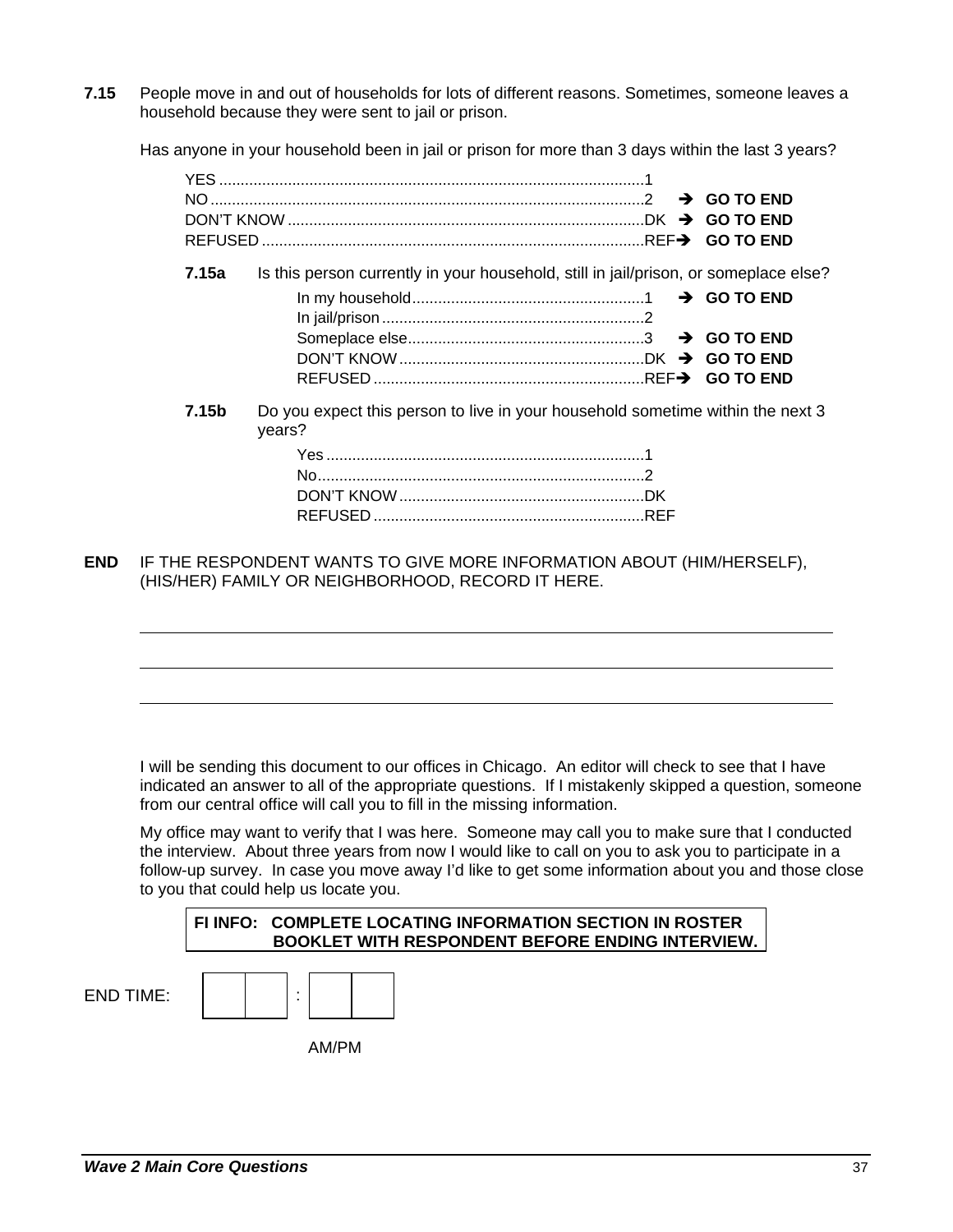**7.15** People move in and out of households for lots of different reasons. Sometimes, someone leaves a household because they were sent to jail or prison.

Has anyone in your household been in jail or prison for more than 3 days within the last 3 years?

- YES ........................................................................................1
- NO ..........................................................................................2 ➔ **GO TO END**
- DON'T KNOW .........................................................................DK ➔ **GO TO END**
- REFUSED ...............................................................................REF ➔ **GO TO END**

**7.15a** Is this person currently in your household, still in jail/prison, or someplace else?

- In my household......................................................1 ➔ **GO TO END**
- In jail/prison .............................................................2
- Someplace else........................................................3 ➔ **GO TO END**
- DON'T KNOW ..........................................................DK ➔ **GO TO END**
- REFUSED ................................................................REF ➔ **GO TO END**

**7.15b** Do you expect this person to live in your household sometime within the next 3 years?

- Yes ..........................................................................1
- No............................................................................2
- DON'T KNOW ..........................................................DK
- REFUSED ................................................................REF

**END** IF THE RESPONDENT WANTS TO GIVE MORE INFORMATION ABOUT (HIM/HERSELF), (HIS/HER) FAMILY OR NEIGHBORHOOD, RECORD IT HERE.

\_\_\_\_\_\_\_\_\_\_\_\_\_\_\_\_\_\_\_\_\_\_\_\_\_\_\_\_\_\_\_\_\_\_\_\_\_\_\_\_\_\_\_\_\_\_\_\_\_\_\_\_\_\_\_\_\_\_\_\_

\_\_\_\_\_\_\_\_\_\_\_\_\_\_\_\_\_\_\_\_\_\_\_\_\_\_\_\_\_\_\_\_\_\_\_\_\_\_\_\_\_\_\_\_\_\_\_\_\_\_\_\_\_\_\_\_\_\_\_\_

\_\_\_\_\_\_\_\_\_\_\_\_\_\_\_\_\_\_\_\_\_\_\_\_\_\_\_\_\_\_\_\_\_\_\_\_\_\_\_\_\_\_\_\_\_\_\_\_\_\_\_\_\_\_\_\_\_\_\_\_

I will be sending this document to our offices in Chicago. An editor will check to see that I have indicated an answer to all of the appropriate questions. If I mistakenly skipped a question, someone from our central office will call you to fill in the missing information.

My office may want to verify that I was here. Someone may call you to make sure that I conducted the interview. About three years from now I would like to call on you to ask you to participate in a follow-up survey. In case you move away I'd like to get some information about you and those close to you that could help us locate you.

**FI INFO: COMPLETE LOCATING INFORMATION SECTION IN ROSTER BOOKLET WITH RESPONDENT BEFORE ENDING INTERVIEW.**

END TIME: |\_\_|\_\_| : |\_\_|\_\_|

AM/PM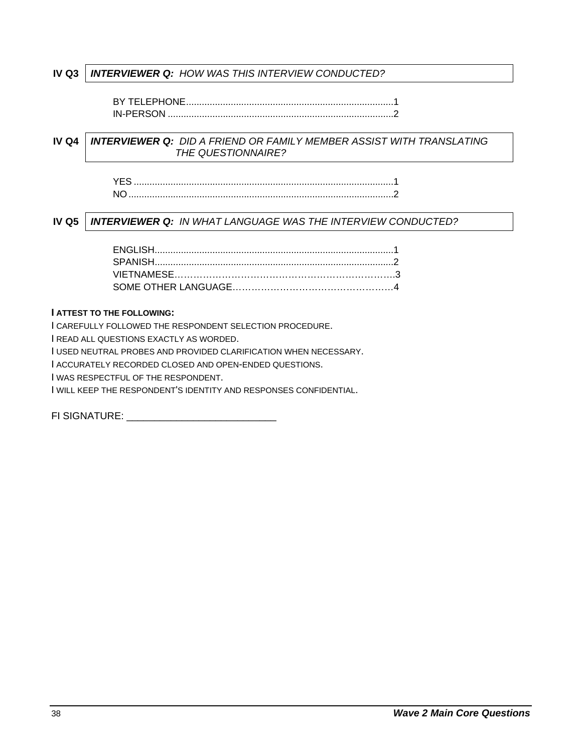**IV Q3** | ***INTERVIEWER Q:*** *HOW WAS THIS INTERVIEW CONDUCTED?*

BY TELEPHONE.............................................................................1
IN-PERSON ....................................................................................2

**IV Q4** | ***INTERVIEWER Q:*** *DID A FRIEND OR FAMILY MEMBER ASSIST WITH TRANSLATING THE QUESTIONNAIRE?*

YES ..................................................................................................1
NO ....................................................................................................2

**IV Q5** | ***INTERVIEWER Q:*** *IN WHAT LANGUAGE WAS THE INTERVIEW CONDUCTED?*

ENGLISH..........................................................................................1
SPANISH..........................................................................................2
VIETNAMESE……………………………………………………………..3
SOME OTHER LANGUAGE……………………………………………4

**I ATTEST TO THE FOLLOWING:**

I CAREFULLY FOLLOWED THE RESPONDENT SELECTION PROCEDURE.
I READ ALL QUESTIONS EXACTLY AS WORDED.
I USED NEUTRAL PROBES AND PROVIDED CLARIFICATION WHEN NECESSARY.
I ACCURATELY RECORDED CLOSED AND OPEN-ENDED QUESTIONS.
I WAS RESPECTFUL OF THE RESPONDENT.
I WILL KEEP THE RESPONDENT'S IDENTITY AND RESPONSES CONFIDENTIAL.

FI SIGNATURE: ___________________________